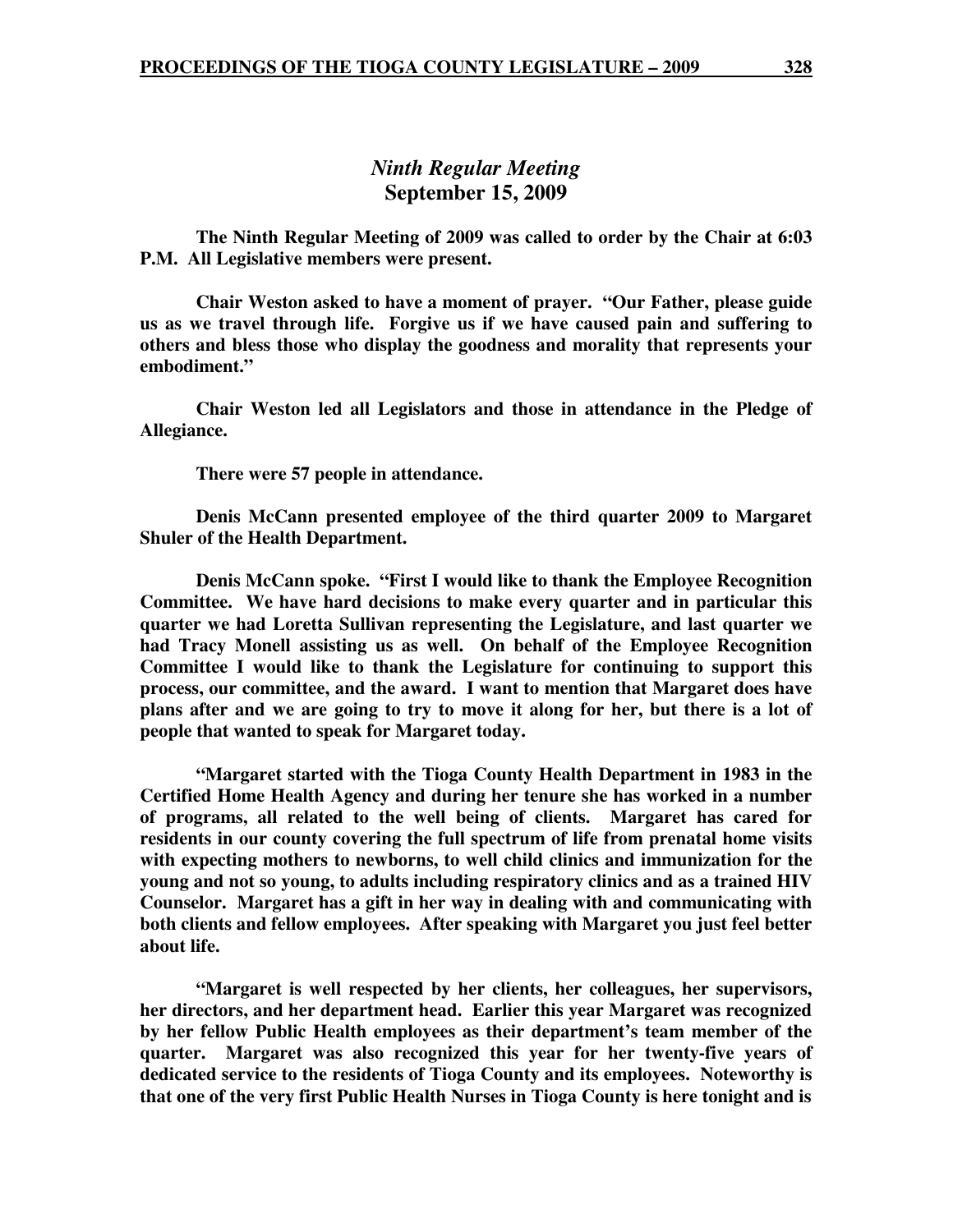## *Ninth Regular Meeting*
## September 15, 2009

**The Ninth Regular Meeting of 2009 was called to order by the Chair at 6:03 P.M. All Legislative members were present.**

**Chair Weston asked to have a moment of prayer. "Our Father, please guide us as we travel through life. Forgive us if we have caused pain and suffering to others and bless those who display the goodness and morality that represents your embodiment."**

**Chair Weston led all Legislators and those in attendance in the Pledge of Allegiance.**

**There were 57 people in attendance.**

**Denis McCann presented employee of the third quarter 2009 to Margaret Shuler of the Health Department.**

**Denis McCann spoke. "First I would like to thank the Employee Recognition Committee. We have hard decisions to make every quarter and in particular this quarter we had Loretta Sullivan representing the Legislature, and last quarter we had Tracy Monell assisting us as well. On behalf of the Employee Recognition Committee I would like to thank the Legislature for continuing to support this process, our committee, and the award. I want to mention that Margaret does have plans after and we are going to try to move it along for her, but there is a lot of people that wanted to speak for Margaret today.**

**"Margaret started with the Tioga County Health Department in 1983 in the Certified Home Health Agency and during her tenure she has worked in a number of programs, all related to the well being of clients. Margaret has cared for residents in our county covering the full spectrum of life from prenatal home visits with expecting mothers to newborns, to well child clinics and immunization for the young and not so young, to adults including respiratory clinics and as a trained HIV Counselor. Margaret has a gift in her way in dealing with and communicating with both clients and fellow employees. After speaking with Margaret you just feel better about life.**

**"Margaret is well respected by her clients, her colleagues, her supervisors, her directors, and her department head. Earlier this year Margaret was recognized by her fellow Public Health employees as their department's team member of the quarter. Margaret was also recognized this year for her twenty-five years of dedicated service to the residents of Tioga County and its employees. Noteworthy is that one of the very first Public Health Nurses in Tioga County is here tonight and is**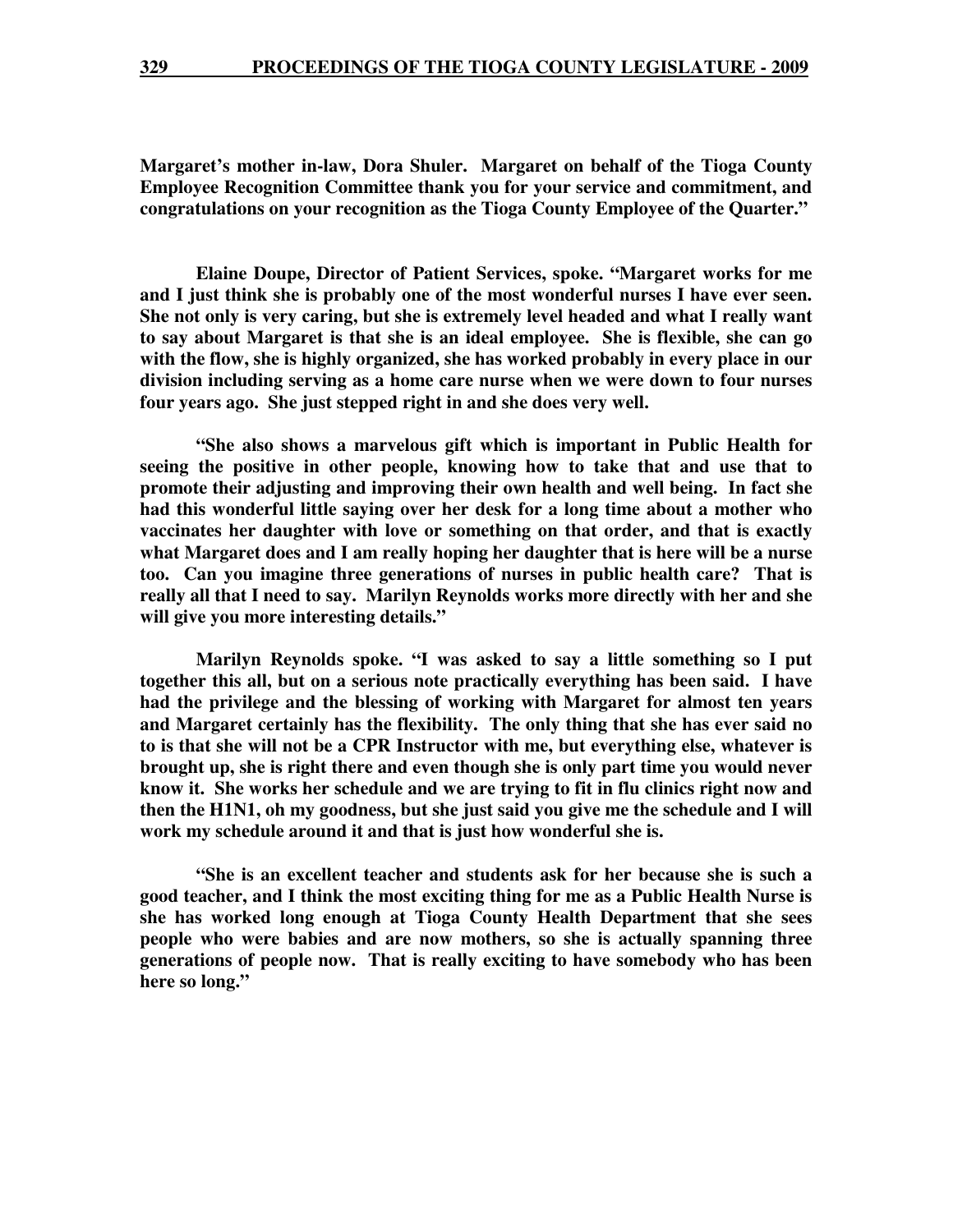**Margaret's mother in-law, Dora Shuler. Margaret on behalf of the Tioga County Employee Recognition Committee thank you for your service and commitment, and congratulations on your recognition as the Tioga County Employee of the Quarter."**

**Elaine Doupe, Director of Patient Services, spoke. "Margaret works for me and I just think she is probably one of the most wonderful nurses I have ever seen. She not only is very caring, but she is extremely level headed and what I really want to say about Margaret is that she is an ideal employee. She is flexible, she can go with the flow, she is highly organized, she has worked probably in every place in our division including serving as a home care nurse when we were down to four nurses four years ago. She just stepped right in and she does very well.**

**"She also shows a marvelous gift which is important in Public Health for seeing the positive in other people, knowing how to take that and use that to promote their adjusting and improving their own health and well being. In fact she had this wonderful little saying over her desk for a long time about a mother who vaccinates her daughter with love or something on that order, and that is exactly what Margaret does and I am really hoping her daughter that is here will be a nurse too. Can you imagine three generations of nurses in public health care? That is really all that I need to say. Marilyn Reynolds works more directly with her and she will give you more interesting details."**

**Marilyn Reynolds spoke. "I was asked to say a little something so I put together this all, but on a serious note practically everything has been said. I have had the privilege and the blessing of working with Margaret for almost ten years and Margaret certainly has the flexibility. The only thing that she has ever said no to is that she will not be a CPR Instructor with me, but everything else, whatever is brought up, she is right there and even though she is only part time you would never know it. She works her schedule and we are trying to fit in flu clinics right now and then the H1N1, oh my goodness, but she just said you give me the schedule and I will work my schedule around it and that is just how wonderful she is.**

**"She is an excellent teacher and students ask for her because she is such a good teacher, and I think the most exciting thing for me as a Public Health Nurse is she has worked long enough at Tioga County Health Department that she sees people who were babies and are now mothers, so she is actually spanning three generations of people now. That is really exciting to have somebody who has been here so long."**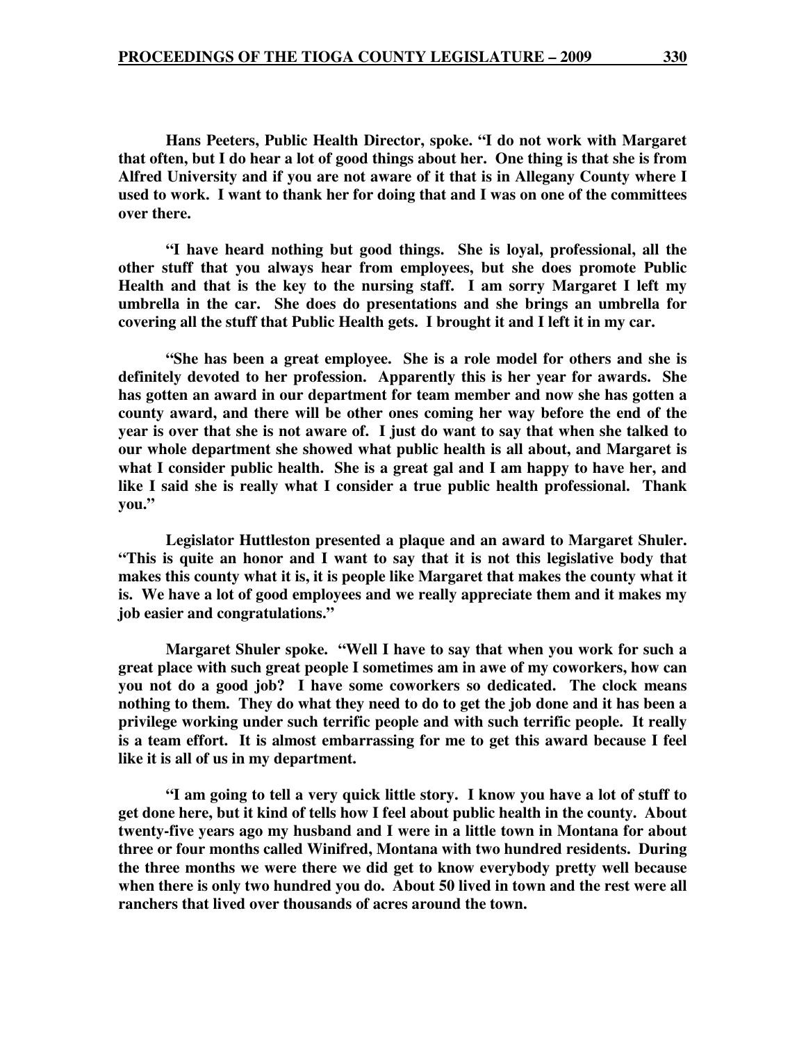**Hans Peeters, Public Health Director, spoke. "I do not work with Margaret that often, but I do hear a lot of good things about her. One thing is that she is from Alfred University and if you are not aware of it that is in Allegany County where I used to work. I want to thank her for doing that and I was on one of the committees over there.**

**"I have heard nothing but good things. She is loyal, professional, all the other stuff that you always hear from employees, but she does promote Public Health and that is the key to the nursing staff. I am sorry Margaret I left my umbrella in the car. She does do presentations and she brings an umbrella for covering all the stuff that Public Health gets. I brought it and I left it in my car.**

**"She has been a great employee. She is a role model for others and she is definitely devoted to her profession. Apparently this is her year for awards. She has gotten an award in our department for team member and now she has gotten a county award, and there will be other ones coming her way before the end of the year is over that she is not aware of. I just do want to say that when she talked to our whole department she showed what public health is all about, and Margaret is what I consider public health. She is a great gal and I am happy to have her, and like I said she is really what I consider a true public health professional. Thank you."**

**Legislator Huttleston presented a plaque and an award to Margaret Shuler. "This is quite an honor and I want to say that it is not this legislative body that makes this county what it is, it is people like Margaret that makes the county what it is. We have a lot of good employees and we really appreciate them and it makes my job easier and congratulations."**

**Margaret Shuler spoke. "Well I have to say that when you work for such a great place with such great people I sometimes am in awe of my coworkers, how can you not do a good job? I have some coworkers so dedicated. The clock means nothing to them. They do what they need to do to get the job done and it has been a privilege working under such terrific people and with such terrific people. It really is a team effort. It is almost embarrassing for me to get this award because I feel like it is all of us in my department.**

**"I am going to tell a very quick little story. I know you have a lot of stuff to get done here, but it kind of tells how I feel about public health in the county. About twenty-five years ago my husband and I were in a little town in Montana for about three or four months called Winifred, Montana with two hundred residents. During the three months we were there we did get to know everybody pretty well because when there is only two hundred you do. About 50 lived in town and the rest were all ranchers that lived over thousands of acres around the town.**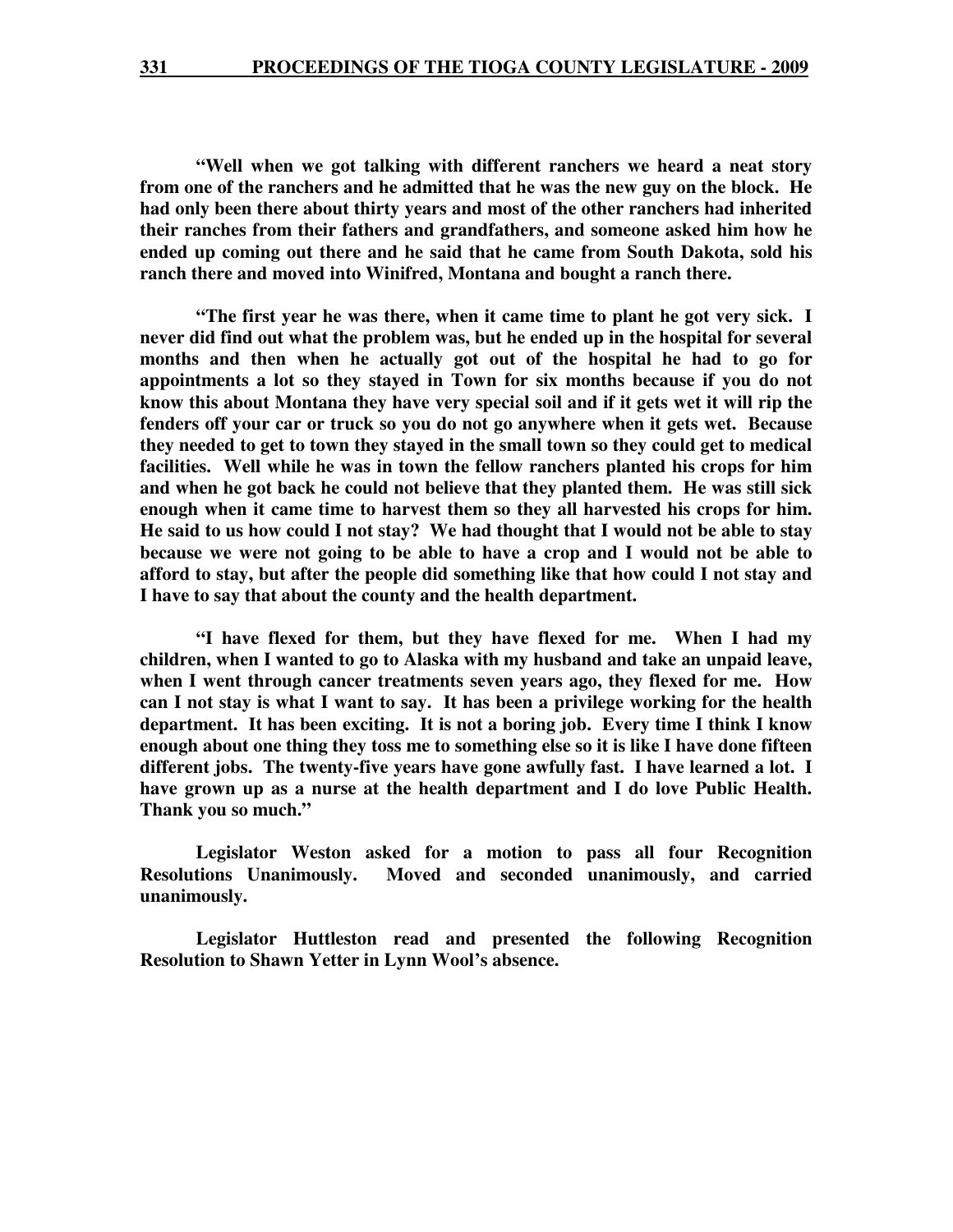**"Well when we got talking with different ranchers we heard a neat story from one of the ranchers and he admitted that he was the new guy on the block. He had only been there about thirty years and most of the other ranchers had inherited their ranches from their fathers and grandfathers, and someone asked him how he ended up coming out there and he said that he came from South Dakota, sold his ranch there and moved into Winifred, Montana and bought a ranch there.**

**"The first year he was there, when it came time to plant he got very sick. I never did find out what the problem was, but he ended up in the hospital for several months and then when he actually got out of the hospital he had to go for appointments a lot so they stayed in Town for six months because if you do not know this about Montana they have very special soil and if it gets wet it will rip the fenders off your car or truck so you do not go anywhere when it gets wet. Because they needed to get to town they stayed in the small town so they could get to medical facilities. Well while he was in town the fellow ranchers planted his crops for him and when he got back he could not believe that they planted them. He was still sick enough when it came time to harvest them so they all harvested his crops for him. He said to us how could I not stay? We had thought that I would not be able to stay because we were not going to be able to have a crop and I would not be able to afford to stay, but after the people did something like that how could I not stay and I have to say that about the county and the health department.**

**"I have flexed for them, but they have flexed for me. When I had my children, when I wanted to go to Alaska with my husband and take an unpaid leave, when I went through cancer treatments seven years ago, they flexed for me. How can I not stay is what I want to say. It has been a privilege working for the health department. It has been exciting. It is not a boring job. Every time I think I know enough about one thing they toss me to something else so it is like I have done fifteen different jobs. The twenty-five years have gone awfully fast. I have learned a lot. I have grown up as a nurse at the health department and I do love Public Health. Thank you so much."**

**Legislator Weston asked for a motion to pass all four Recognition Resolutions Unanimously. Moved and seconded unanimously, and carried unanimously.**

**Legislator Huttleston read and presented the following Recognition Resolution to Shawn Yetter in Lynn Wool's absence.**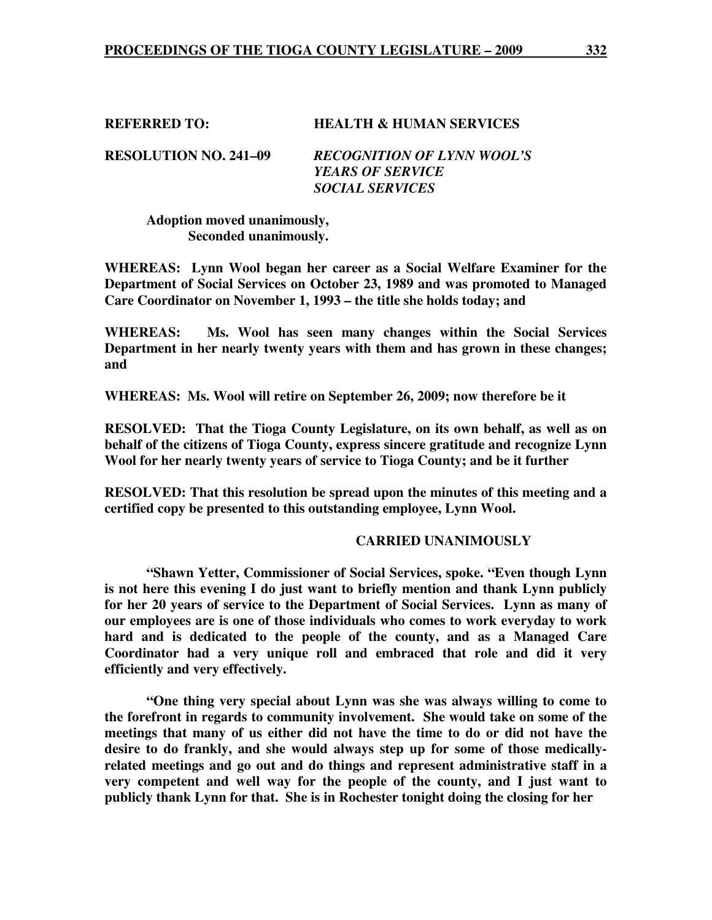**REFERRED TO: HEALTH & HUMAN SERVICES**

**RESOLUTION NO. 241–09** ***RECOGNITION OF LYNN WOOL'S YEARS OF SERVICE SOCIAL SERVICES***

**Adoption moved unanimously,**
**Seconded unanimously.**

**WHEREAS: Lynn Wool began her career as a Social Welfare Examiner for the Department of Social Services on October 23, 1989 and was promoted to Managed Care Coordinator on November 1, 1993 – the title she holds today; and**

**WHEREAS: Ms. Wool has seen many changes within the Social Services Department in her nearly twenty years with them and has grown in these changes; and**

**WHEREAS: Ms. Wool will retire on September 26, 2009; now therefore be it**

**RESOLVED: That the Tioga County Legislature, on its own behalf, as well as on behalf of the citizens of Tioga County, express sincere gratitude and recognize Lynn Wool for her nearly twenty years of service to Tioga County; and be it further**

**RESOLVED: That this resolution be spread upon the minutes of this meeting and a certified copy be presented to this outstanding employee, Lynn Wool.**

**CARRIED UNANIMOUSLY**

**"Shawn Yetter, Commissioner of Social Services, spoke. "Even though Lynn is not here this evening I do just want to briefly mention and thank Lynn publicly for her 20 years of service to the Department of Social Services. Lynn as many of our employees are is one of those individuals who comes to work everyday to work hard and is dedicated to the people of the county, and as a Managed Care Coordinator had a very unique roll and embraced that role and did it very efficiently and very effectively.**

**"One thing very special about Lynn was she was always willing to come to the forefront in regards to community involvement. She would take on some of the meetings that many of us either did not have the time to do or did not have the desire to do frankly, and she would always step up for some of those medically-related meetings and go out and do things and represent administrative staff in a very competent and well way for the people of the county, and I just want to publicly thank Lynn for that. She is in Rochester tonight doing the closing for her**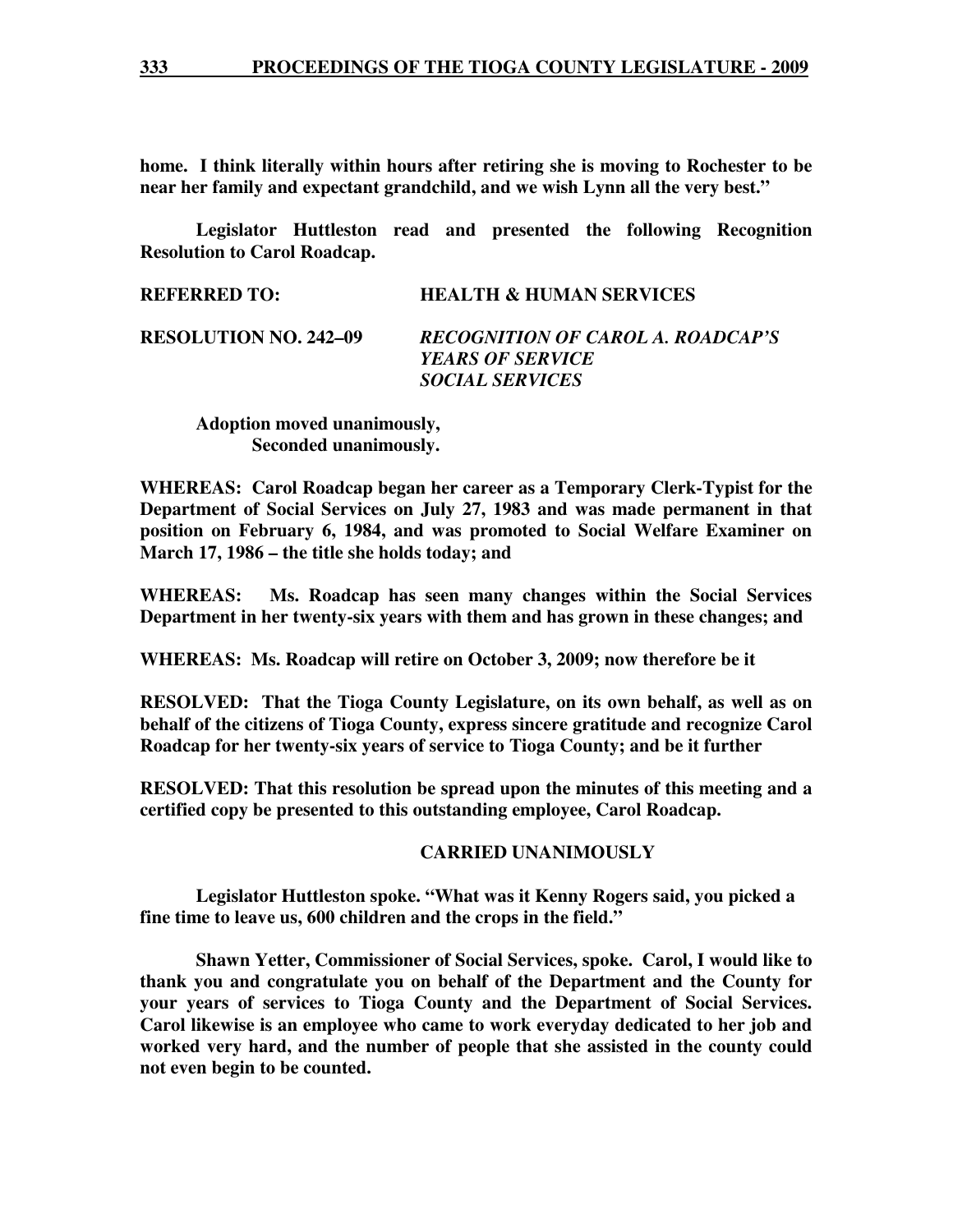**home. I think literally within hours after retiring she is moving to Rochester to be near her family and expectant grandchild, and we wish Lynn all the very best."**

**Legislator Huttleston read and presented the following Recognition Resolution to Carol Roadcap.**

**REFERRED TO:** **HEALTH & HUMAN SERVICES**

**RESOLUTION NO. 242–09** ***RECOGNITION OF CAROL A. ROADCAP'S YEARS OF SERVICE SOCIAL SERVICES***

**Adoption moved unanimously,**
**Seconded unanimously.**

**WHEREAS: Carol Roadcap began her career as a Temporary Clerk-Typist for the Department of Social Services on July 27, 1983 and was made permanent in that position on February 6, 1984, and was promoted to Social Welfare Examiner on March 17, 1986 – the title she holds today; and**

**WHEREAS: Ms. Roadcap has seen many changes within the Social Services Department in her twenty-six years with them and has grown in these changes; and**

**WHEREAS: Ms. Roadcap will retire on October 3, 2009; now therefore be it**

**RESOLVED: That the Tioga County Legislature, on its own behalf, as well as on behalf of the citizens of Tioga County, express sincere gratitude and recognize Carol Roadcap for her twenty-six years of service to Tioga County; and be it further**

**RESOLVED: That this resolution be spread upon the minutes of this meeting and a certified copy be presented to this outstanding employee, Carol Roadcap.**

**CARRIED UNANIMOUSLY**

**Legislator Huttleston spoke. "What was it Kenny Rogers said, you picked a fine time to leave us, 600 children and the crops in the field."**

**Shawn Yetter, Commissioner of Social Services, spoke. Carol, I would like to thank you and congratulate you on behalf of the Department and the County for your years of services to Tioga County and the Department of Social Services. Carol likewise is an employee who came to work everyday dedicated to her job and worked very hard, and the number of people that she assisted in the county could not even begin to be counted.**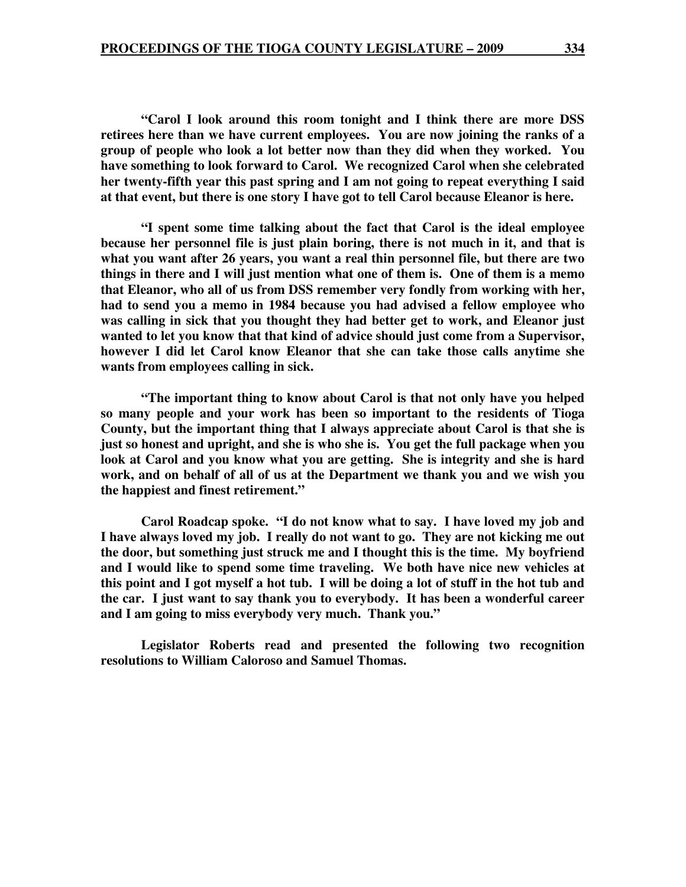**"Carol I look around this room tonight and I think there are more DSS retirees here than we have current employees. You are now joining the ranks of a group of people who look a lot better now than they did when they worked. You have something to look forward to Carol. We recognized Carol when she celebrated her twenty-fifth year this past spring and I am not going to repeat everything I said at that event, but there is one story I have got to tell Carol because Eleanor is here.**

**"I spent some time talking about the fact that Carol is the ideal employee because her personnel file is just plain boring, there is not much in it, and that is what you want after 26 years, you want a real thin personnel file, but there are two things in there and I will just mention what one of them is. One of them is a memo that Eleanor, who all of us from DSS remember very fondly from working with her, had to send you a memo in 1984 because you had advised a fellow employee who was calling in sick that you thought they had better get to work, and Eleanor just wanted to let you know that that kind of advice should just come from a Supervisor, however I did let Carol know Eleanor that she can take those calls anytime she wants from employees calling in sick.**

**"The important thing to know about Carol is that not only have you helped so many people and your work has been so important to the residents of Tioga County, but the important thing that I always appreciate about Carol is that she is just so honest and upright, and she is who she is. You get the full package when you look at Carol and you know what you are getting. She is integrity and she is hard work, and on behalf of all of us at the Department we thank you and we wish you the happiest and finest retirement."**

**Carol Roadcap spoke. "I do not know what to say. I have loved my job and I have always loved my job. I really do not want to go. They are not kicking me out the door, but something just struck me and I thought this is the time. My boyfriend and I would like to spend some time traveling. We both have nice new vehicles at this point and I got myself a hot tub. I will be doing a lot of stuff in the hot tub and the car. I just want to say thank you to everybody. It has been a wonderful career and I am going to miss everybody very much. Thank you."**

**Legislator Roberts read and presented the following two recognition resolutions to William Caloroso and Samuel Thomas.**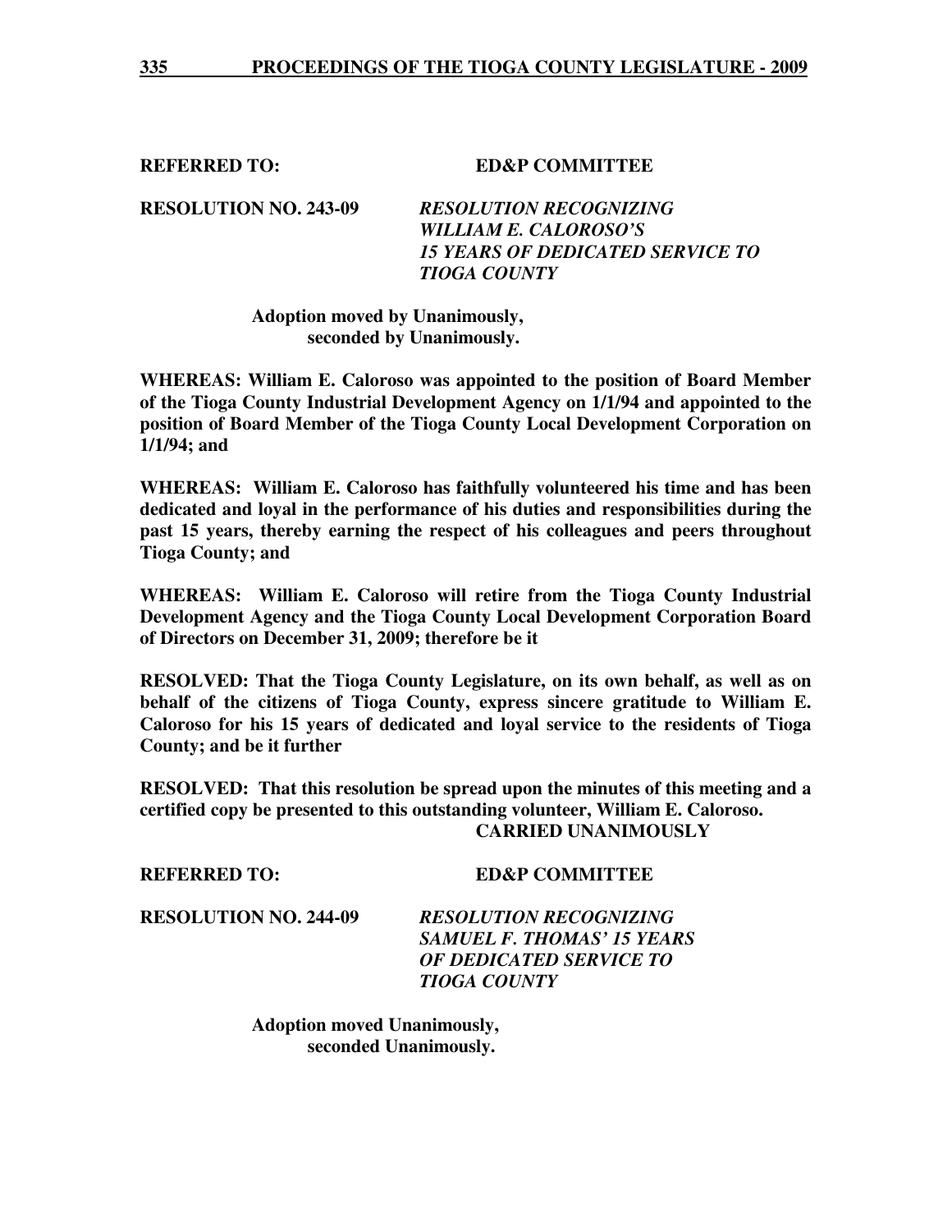**REFERRED TO:** **ED&P COMMITTEE**

**RESOLUTION NO. 243-09** ***RESOLUTION RECOGNIZING WILLIAM E. CALOROSO'S 15 YEARS OF DEDICATED SERVICE TO TIOGA COUNTY***

**Adoption moved by Unanimously, seconded by Unanimously.**

**WHEREAS: William E. Caloroso was appointed to the position of Board Member of the Tioga County Industrial Development Agency on 1/1/94 and appointed to the position of Board Member of the Tioga County Local Development Corporation on 1/1/94; and**

**WHEREAS: William E. Caloroso has faithfully volunteered his time and has been dedicated and loyal in the performance of his duties and responsibilities during the past 15 years, thereby earning the respect of his colleagues and peers throughout Tioga County; and**

**WHEREAS: William E. Caloroso will retire from the Tioga County Industrial Development Agency and the Tioga County Local Development Corporation Board of Directors on December 31, 2009; therefore be it**

**RESOLVED: That the Tioga County Legislature, on its own behalf, as well as on behalf of the citizens of Tioga County, express sincere gratitude to William E. Caloroso for his 15 years of dedicated and loyal service to the residents of Tioga County; and be it further**

**RESOLVED: That this resolution be spread upon the minutes of this meeting and a certified copy be presented to this outstanding volunteer, William E. Caloroso.**

**CARRIED UNANIMOUSLY**

**REFERRED TO:** **ED&P COMMITTEE**

**RESOLUTION NO. 244-09** ***RESOLUTION RECOGNIZING SAMUEL F. THOMAS' 15 YEARS OF DEDICATED SERVICE TO TIOGA COUNTY***

**Adoption moved Unanimously, seconded Unanimously.**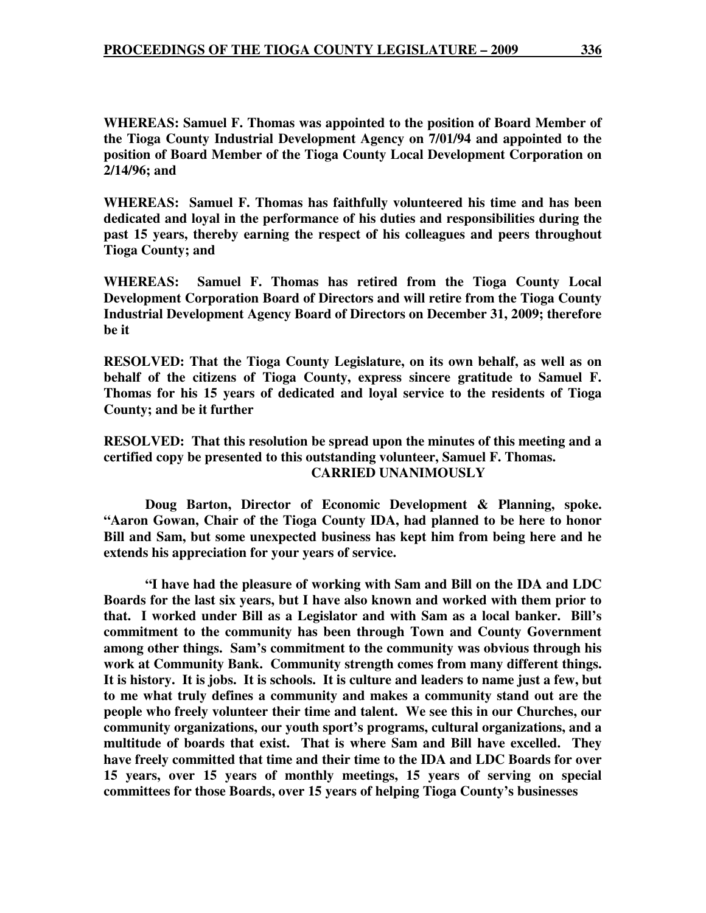**WHEREAS: Samuel F. Thomas was appointed to the position of Board Member of the Tioga County Industrial Development Agency on 7/01/94 and appointed to the position of Board Member of the Tioga County Local Development Corporation on 2/14/96; and**

**WHEREAS: Samuel F. Thomas has faithfully volunteered his time and has been dedicated and loyal in the performance of his duties and responsibilities during the past 15 years, thereby earning the respect of his colleagues and peers throughout Tioga County; and**

**WHEREAS: Samuel F. Thomas has retired from the Tioga County Local Development Corporation Board of Directors and will retire from the Tioga County Industrial Development Agency Board of Directors on December 31, 2009; therefore be it**

**RESOLVED: That the Tioga County Legislature, on its own behalf, as well as on behalf of the citizens of Tioga County, express sincere gratitude to Samuel F. Thomas for his 15 years of dedicated and loyal service to the residents of Tioga County; and be it further**

**RESOLVED: That this resolution be spread upon the minutes of this meeting and a certified copy be presented to this outstanding volunteer, Samuel F. Thomas.**

**CARRIED UNANIMOUSLY**

**Doug Barton, Director of Economic Development & Planning, spoke. "Aaron Gowan, Chair of the Tioga County IDA, had planned to be here to honor Bill and Sam, but some unexpected business has kept him from being here and he extends his appreciation for your years of service.**

**"I have had the pleasure of working with Sam and Bill on the IDA and LDC Boards for the last six years, but I have also known and worked with them prior to that. I worked under Bill as a Legislator and with Sam as a local banker. Bill's commitment to the community has been through Town and County Government among other things. Sam's commitment to the community was obvious through his work at Community Bank. Community strength comes from many different things. It is history. It is jobs. It is schools. It is culture and leaders to name just a few, but to me what truly defines a community and makes a community stand out are the people who freely volunteer their time and talent. We see this in our Churches, our community organizations, our youth sport's programs, cultural organizations, and a multitude of boards that exist. That is where Sam and Bill have excelled. They have freely committed that time and their time to the IDA and LDC Boards for over 15 years, over 15 years of monthly meetings, 15 years of serving on special committees for those Boards, over 15 years of helping Tioga County's businesses**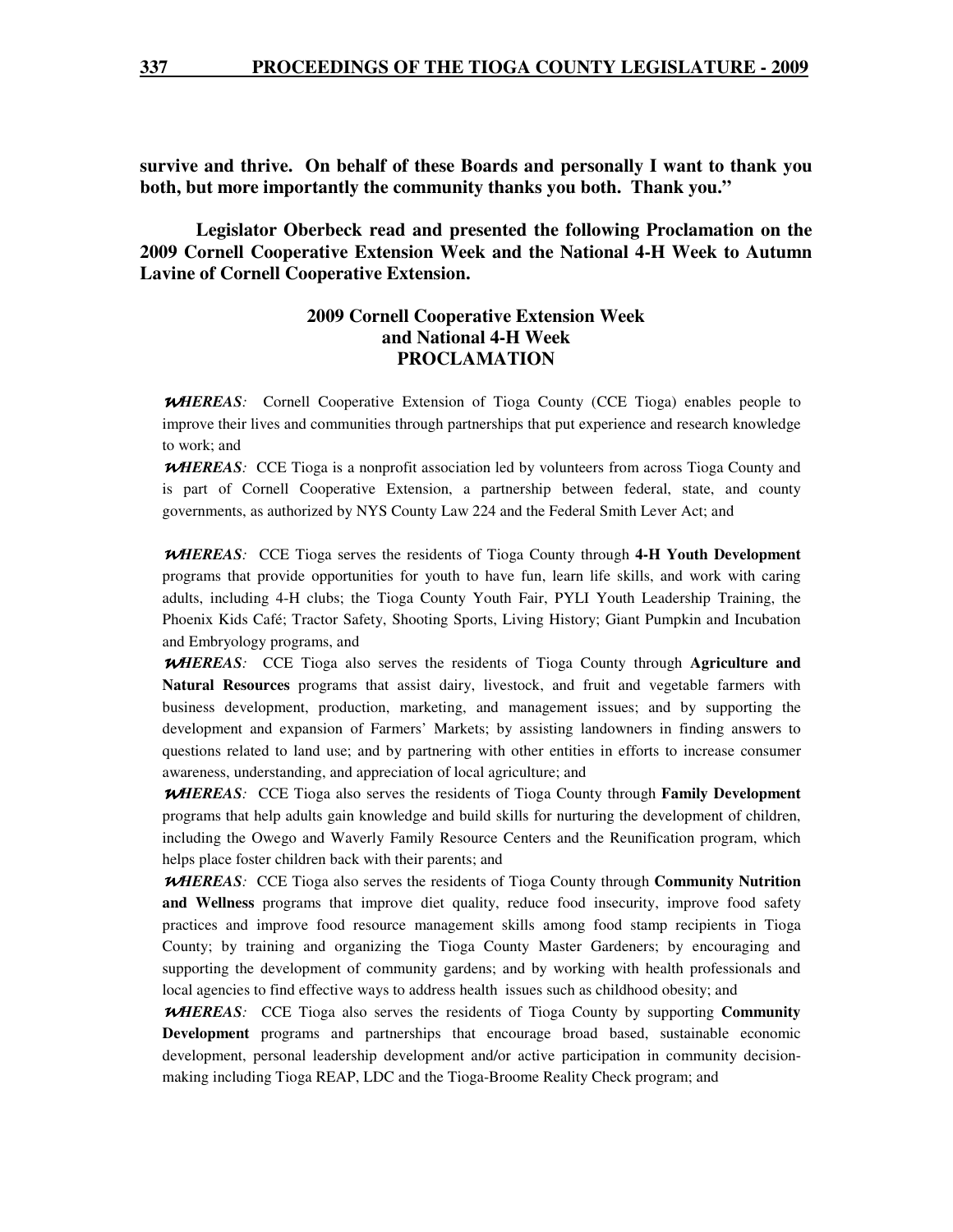**survive and thrive. On behalf of these Boards and personally I want to thank you both, but more importantly the community thanks you both. Thank you."**

**Legislator Oberbeck read and presented the following Proclamation on the 2009 Cornell Cooperative Extension Week and the National 4-H Week to Autumn Lavine of Cornell Cooperative Extension.**

## 2009 Cornell Cooperative Extension Week and National 4-H Week PROCLAMATION

***WHEREAS**:* Cornell Cooperative Extension of Tioga County (CCE Tioga) enables people to improve their lives and communities through partnerships that put experience and research knowledge to work; and

***WHEREAS**:* CCE Tioga is a nonprofit association led by volunteers from across Tioga County and is part of Cornell Cooperative Extension, a partnership between federal, state, and county governments, as authorized by NYS County Law 224 and the Federal Smith Lever Act; and

***WHEREAS**:* CCE Tioga serves the residents of Tioga County through **4-H Youth Development** programs that provide opportunities for youth to have fun, learn life skills, and work with caring adults, including 4-H clubs; the Tioga County Youth Fair, PYLI Youth Leadership Training, the Phoenix Kids Café; Tractor Safety, Shooting Sports, Living History; Giant Pumpkin and Incubation and Embryology programs, and

***WHEREAS**:* CCE Tioga also serves the residents of Tioga County through **Agriculture and Natural Resources** programs that assist dairy, livestock, and fruit and vegetable farmers with business development, production, marketing, and management issues; and by supporting the development and expansion of Farmers' Markets; by assisting landowners in finding answers to questions related to land use; and by partnering with other entities in efforts to increase consumer awareness, understanding, and appreciation of local agriculture; and

***WHEREAS**:* CCE Tioga also serves the residents of Tioga County through **Family Development** programs that help adults gain knowledge and build skills for nurturing the development of children, including the Owego and Waverly Family Resource Centers and the Reunification program, which helps place foster children back with their parents; and

***WHEREAS**:* CCE Tioga also serves the residents of Tioga County through **Community Nutrition and Wellness** programs that improve diet quality, reduce food insecurity, improve food safety practices and improve food resource management skills among food stamp recipients in Tioga County; by training and organizing the Tioga County Master Gardeners; by encouraging and supporting the development of community gardens; and by working with health professionals and local agencies to find effective ways to address health issues such as childhood obesity; and

***WHEREAS**:* CCE Tioga also serves the residents of Tioga County by supporting **Community Development** programs and partnerships that encourage broad based, sustainable economic development, personal leadership development and/or active participation in community decision-making including Tioga REAP, LDC and the Tioga-Broome Reality Check program; and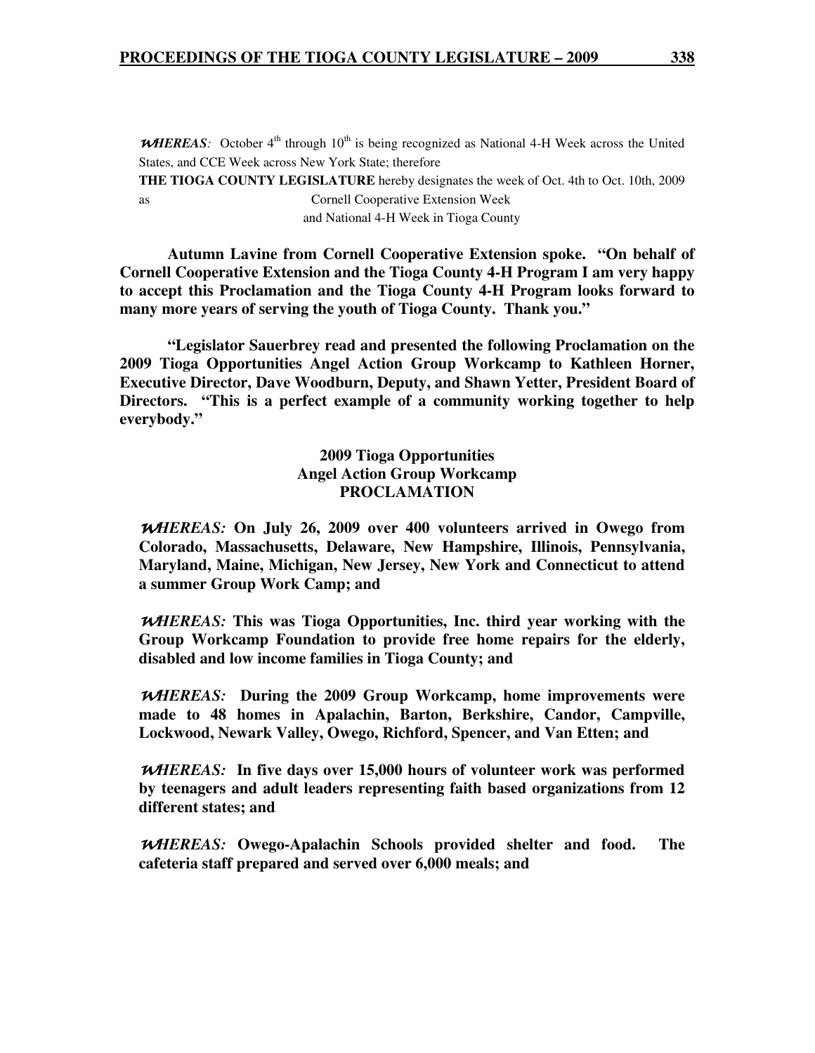***WHEREAS**:* October 4th through 10th is being recognized as National 4-H Week across the United States, and CCE Week across New York State; therefore

**THE TIOGA COUNTY LEGISLATURE** hereby designates the week of Oct. 4th to Oct. 10th, 2009 as Cornell Cooperative Extension Week and National 4-H Week in Tioga County

**Autumn Lavine from Cornell Cooperative Extension spoke. "On behalf of Cornell Cooperative Extension and the Tioga County 4-H Program I am very happy to accept this Proclamation and the Tioga County 4-H Program looks forward to many more years of serving the youth of Tioga County. Thank you."**

**"Legislator Sauerbrey read and presented the following Proclamation on the 2009 Tioga Opportunities Angel Action Group Workcamp to Kathleen Horner, Executive Director, Dave Woodburn, Deputy, and Shawn Yetter, President Board of Directors. "This is a perfect example of a community working together to help everybody."**

**2009 Tioga Opportunities**
**Angel Action Group Workcamp**
**PROCLAMATION**

***WHEREAS:* On July 26, 2009 over 400 volunteers arrived in Owego from Colorado, Massachusetts, Delaware, New Hampshire, Illinois, Pennsylvania, Maryland, Maine, Michigan, New Jersey, New York and Connecticut to attend a summer Group Work Camp; and**

***WHEREAS:* This was Tioga Opportunities, Inc. third year working with the Group Workcamp Foundation to provide free home repairs for the elderly, disabled and low income families in Tioga County; and**

***WHEREAS:* During the 2009 Group Workcamp, home improvements were made to 48 homes in Apalachin, Barton, Berkshire, Candor, Campville, Lockwood, Newark Valley, Owego, Richford, Spencer, and Van Etten; and**

***WHEREAS:* In five days over 15,000 hours of volunteer work was performed by teenagers and adult leaders representing faith based organizations from 12 different states; and**

***WHEREAS:* Owego-Apalachin Schools provided shelter and food. The cafeteria staff prepared and served over 6,000 meals; and**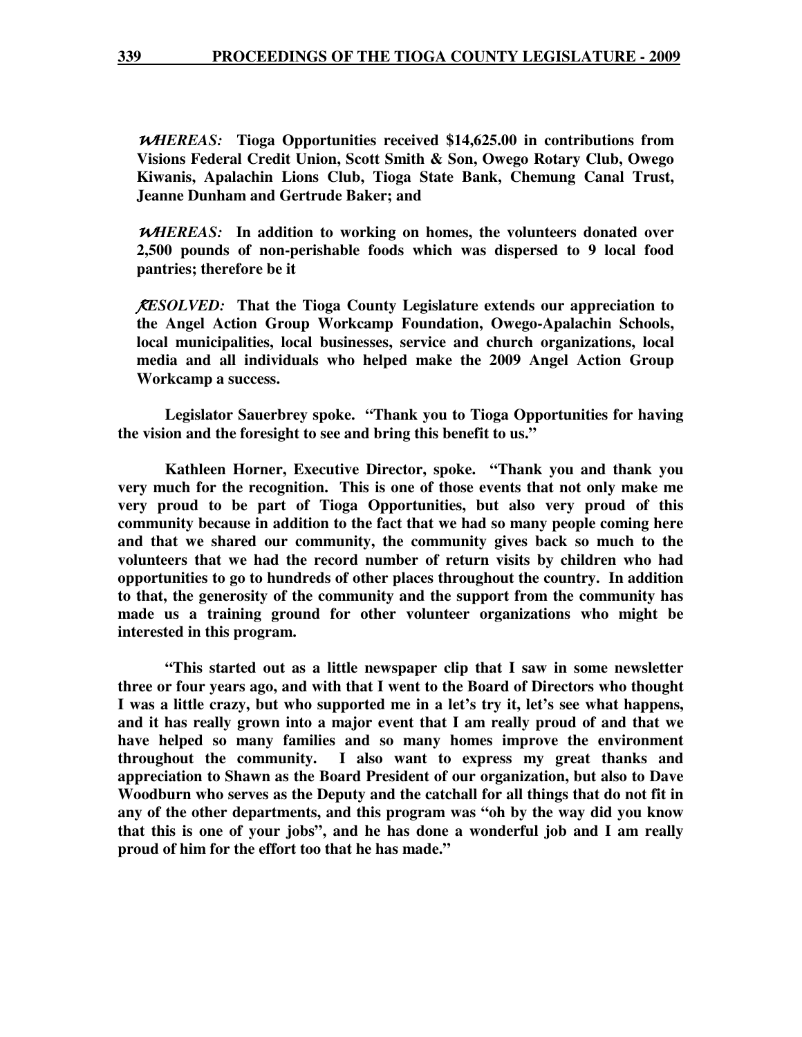***WHEREAS:*** **Tioga Opportunities received $14,625.00 in contributions from Visions Federal Credit Union, Scott Smith & Son, Owego Rotary Club, Owego Kiwanis, Apalachin Lions Club, Tioga State Bank, Chemung Canal Trust, Jeanne Dunham and Gertrude Baker; and**

***WHEREAS:*** **In addition to working on homes, the volunteers donated over 2,500 pounds of non-perishable foods which was dispersed to 9 local food pantries; therefore be it**

***RESOLVED:*** **That the Tioga County Legislature extends our appreciation to the Angel Action Group Workcamp Foundation, Owego-Apalachin Schools, local municipalities, local businesses, service and church organizations, local media and all individuals who helped make the 2009 Angel Action Group Workcamp a success.**

**Legislator Sauerbrey spoke. "Thank you to Tioga Opportunities for having the vision and the foresight to see and bring this benefit to us."**

**Kathleen Horner, Executive Director, spoke. "Thank you and thank you very much for the recognition. This is one of those events that not only make me very proud to be part of Tioga Opportunities, but also very proud of this community because in addition to the fact that we had so many people coming here and that we shared our community, the community gives back so much to the volunteers that we had the record number of return visits by children who had opportunities to go to hundreds of other places throughout the country. In addition to that, the generosity of the community and the support from the community has made us a training ground for other volunteer organizations who might be interested in this program.**

**"This started out as a little newspaper clip that I saw in some newsletter three or four years ago, and with that I went to the Board of Directors who thought I was a little crazy, but who supported me in a let's try it, let's see what happens, and it has really grown into a major event that I am really proud of and that we have helped so many families and so many homes improve the environment throughout the community. I also want to express my great thanks and appreciation to Shawn as the Board President of our organization, but also to Dave Woodburn who serves as the Deputy and the catchall for all things that do not fit in any of the other departments, and this program was "oh by the way did you know that this is one of your jobs", and he has done a wonderful job and I am really proud of him for the effort too that he has made."**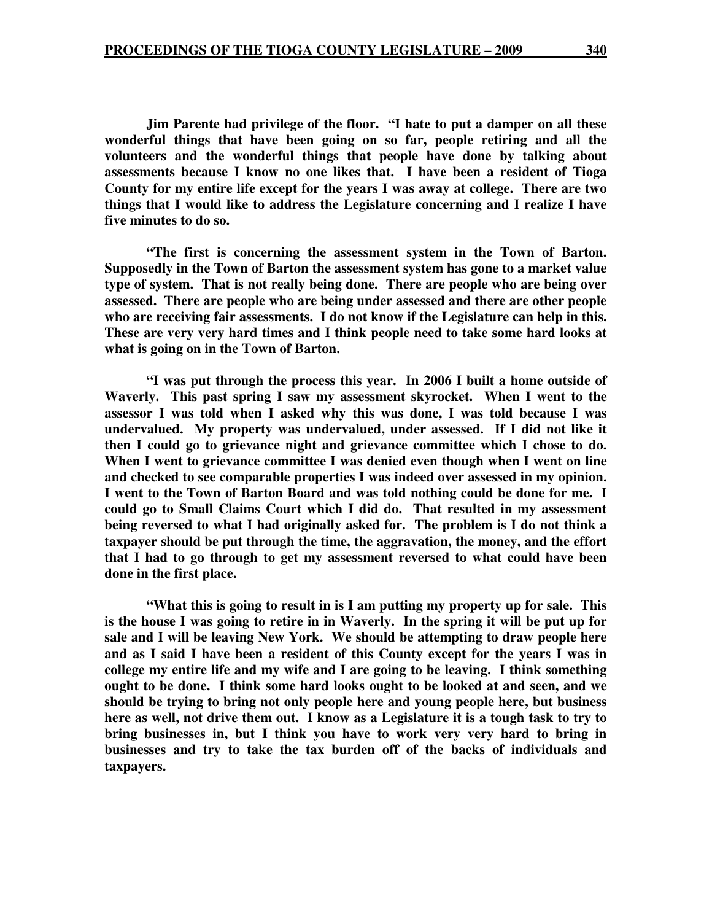**Jim Parente had privilege of the floor. "I hate to put a damper on all these wonderful things that have been going on so far, people retiring and all the volunteers and the wonderful things that people have done by talking about assessments because I know no one likes that. I have been a resident of Tioga County for my entire life except for the years I was away at college. There are two things that I would like to address the Legislature concerning and I realize I have five minutes to do so.**

**"The first is concerning the assessment system in the Town of Barton. Supposedly in the Town of Barton the assessment system has gone to a market value type of system. That is not really being done. There are people who are being over assessed. There are people who are being under assessed and there are other people who are receiving fair assessments. I do not know if the Legislature can help in this. These are very very hard times and I think people need to take some hard looks at what is going on in the Town of Barton.**

**"I was put through the process this year. In 2006 I built a home outside of Waverly. This past spring I saw my assessment skyrocket. When I went to the assessor I was told when I asked why this was done, I was told because I was undervalued. My property was undervalued, under assessed. If I did not like it then I could go to grievance night and grievance committee which I chose to do. When I went to grievance committee I was denied even though when I went on line and checked to see comparable properties I was indeed over assessed in my opinion. I went to the Town of Barton Board and was told nothing could be done for me. I could go to Small Claims Court which I did do. That resulted in my assessment being reversed to what I had originally asked for. The problem is I do not think a taxpayer should be put through the time, the aggravation, the money, and the effort that I had to go through to get my assessment reversed to what could have been done in the first place.**

**"What this is going to result in is I am putting my property up for sale. This is the house I was going to retire in in Waverly. In the spring it will be put up for sale and I will be leaving New York. We should be attempting to draw people here and as I said I have been a resident of this County except for the years I was in college my entire life and my wife and I are going to be leaving. I think something ought to be done. I think some hard looks ought to be looked at and seen, and we should be trying to bring not only people here and young people here, but business here as well, not drive them out. I know as a Legislature it is a tough task to try to bring businesses in, but I think you have to work very very hard to bring in businesses and try to take the tax burden off of the backs of individuals and taxpayers.**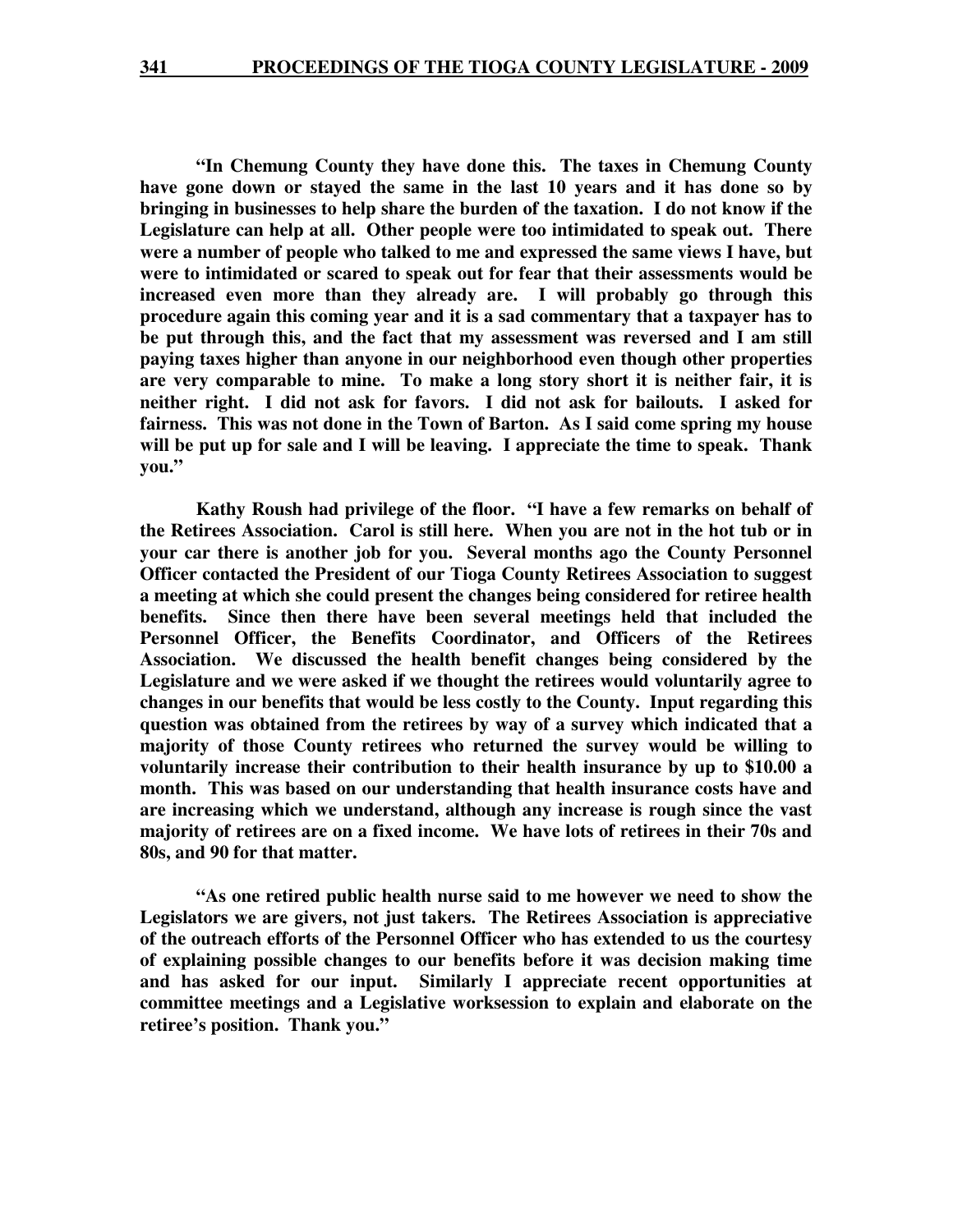**"In Chemung County they have done this. The taxes in Chemung County have gone down or stayed the same in the last 10 years and it has done so by bringing in businesses to help share the burden of the taxation. I do not know if the Legislature can help at all. Other people were too intimidated to speak out. There were a number of people who talked to me and expressed the same views I have, but were to intimidated or scared to speak out for fear that their assessments would be increased even more than they already are. I will probably go through this procedure again this coming year and it is a sad commentary that a taxpayer has to be put through this, and the fact that my assessment was reversed and I am still paying taxes higher than anyone in our neighborhood even though other properties are very comparable to mine. To make a long story short it is neither fair, it is neither right. I did not ask for favors. I did not ask for bailouts. I asked for fairness. This was not done in the Town of Barton. As I said come spring my house will be put up for sale and I will be leaving. I appreciate the time to speak. Thank you."**

**Kathy Roush had privilege of the floor. "I have a few remarks on behalf of the Retirees Association. Carol is still here. When you are not in the hot tub or in your car there is another job for you. Several months ago the County Personnel Officer contacted the President of our Tioga County Retirees Association to suggest a meeting at which she could present the changes being considered for retiree health benefits. Since then there have been several meetings held that included the Personnel Officer, the Benefits Coordinator, and Officers of the Retirees Association. We discussed the health benefit changes being considered by the Legislature and we were asked if we thought the retirees would voluntarily agree to changes in our benefits that would be less costly to the County. Input regarding this question was obtained from the retirees by way of a survey which indicated that a majority of those County retirees who returned the survey would be willing to voluntarily increase their contribution to their health insurance by up to $10.00 a month. This was based on our understanding that health insurance costs have and are increasing which we understand, although any increase is rough since the vast majority of retirees are on a fixed income. We have lots of retirees in their 70s and 80s, and 90 for that matter.**

**"As one retired public health nurse said to me however we need to show the Legislators we are givers, not just takers. The Retirees Association is appreciative of the outreach efforts of the Personnel Officer who has extended to us the courtesy of explaining possible changes to our benefits before it was decision making time and has asked for our input. Similarly I appreciate recent opportunities at committee meetings and a Legislative worksession to explain and elaborate on the retiree's position. Thank you."**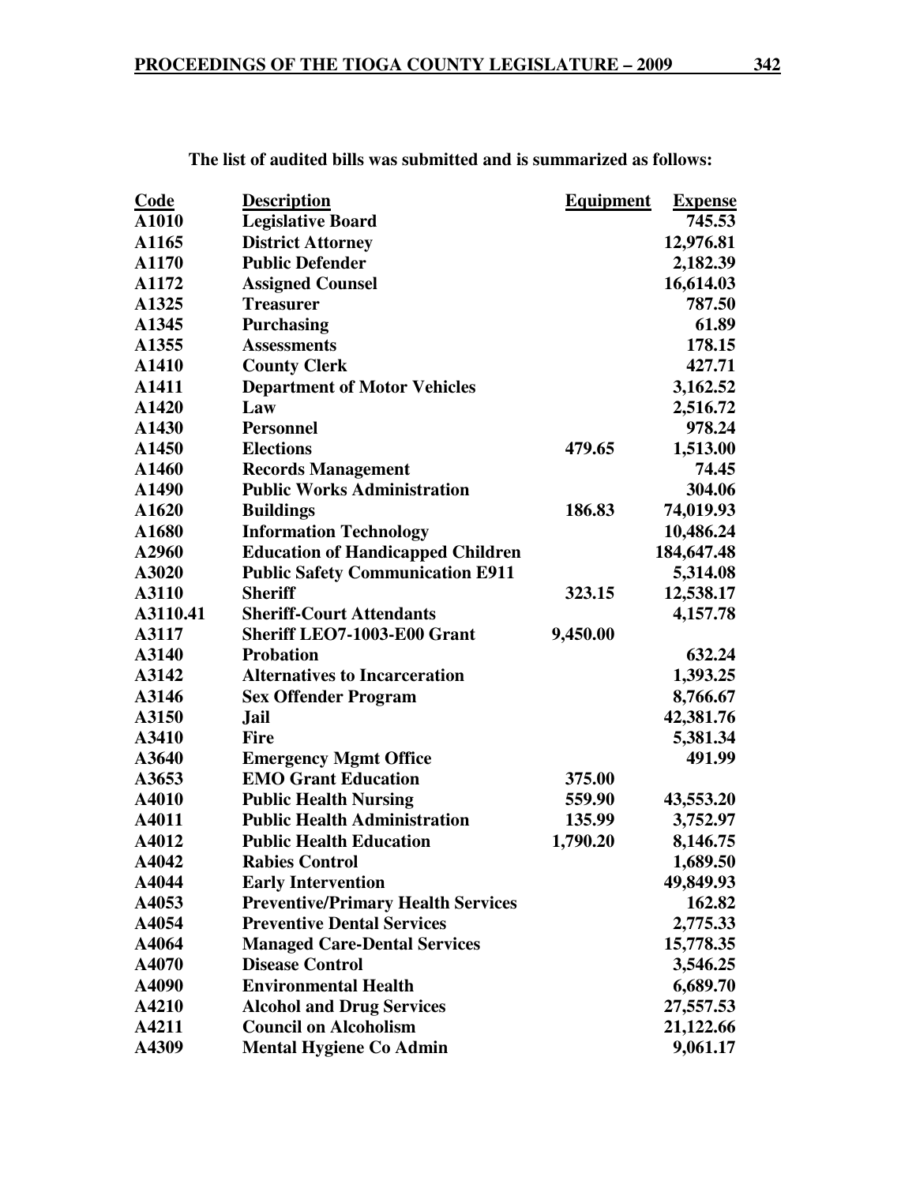**The list of audited bills was submitted and is summarized as follows:**

| Code | Description | Equipment | Expense |
|---|---|---|---|
| A1010 | Legislative Board | | 745.53 |
| A1165 | District Attorney | | 12,976.81 |
| A1170 | Public Defender | | 2,182.39 |
| A1172 | Assigned Counsel | | 16,614.03 |
| A1325 | Treasurer | | 787.50 |
| A1345 | Purchasing | | 61.89 |
| A1355 | Assessments | | 178.15 |
| A1410 | County Clerk | | 427.71 |
| A1411 | Department of Motor Vehicles | | 3,162.52 |
| A1420 | Law | | 2,516.72 |
| A1430 | Personnel | | 978.24 |
| A1450 | Elections | 479.65 | 1,513.00 |
| A1460 | Records Management | | 74.45 |
| A1490 | Public Works Administration | | 304.06 |
| A1620 | Buildings | 186.83 | 74,019.93 |
| A1680 | Information Technology | | 10,486.24 |
| A2960 | Education of Handicapped Children | | 184,647.48 |
| A3020 | Public Safety Communication E911 | | 5,314.08 |
| A3110 | Sheriff | 323.15 | 12,538.17 |
| A3110.41 | Sheriff-Court Attendants | | 4,157.78 |
| A3117 | Sheriff LEO7-1003-E00 Grant | 9,450.00 | |
| A3140 | Probation | | 632.24 |
| A3142 | Alternatives to Incarceration | | 1,393.25 |
| A3146 | Sex Offender Program | | 8,766.67 |
| A3150 | Jail | | 42,381.76 |
| A3410 | Fire | | 5,381.34 |
| A3640 | Emergency Mgmt Office | | 491.99 |
| A3653 | EMO Grant Education | 375.00 | |
| A4010 | Public Health Nursing | 559.90 | 43,553.20 |
| A4011 | Public Health Administration | 135.99 | 3,752.97 |
| A4012 | Public Health Education | 1,790.20 | 8,146.75 |
| A4042 | Rabies Control | | 1,689.50 |
| A4044 | Early Intervention | | 49,849.93 |
| A4053 | Preventive/Primary Health Services | | 162.82 |
| A4054 | Preventive Dental Services | | 2,775.33 |
| A4064 | Managed Care-Dental Services | | 15,778.35 |
| A4070 | Disease Control | | 3,546.25 |
| A4090 | Environmental Health | | 6,689.70 |
| A4210 | Alcohol and Drug Services | | 27,557.53 |
| A4211 | Council on Alcoholism | | 21,122.66 |
| A4309 | Mental Hygiene Co Admin | | 9,061.17 |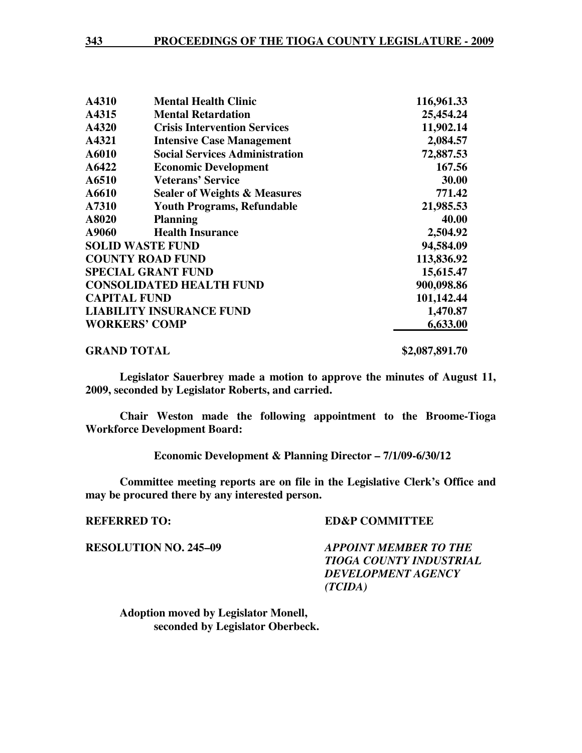| | | |
|---|---|---|
| **A4310** | **Mental Health Clinic** | **116,961.33** |
| **A4315** | **Mental Retardation** | **25,454.24** |
| **A4320** | **Crisis Intervention Services** | **11,902.14** |
| **A4321** | **Intensive Case Management** | **2,084.57** |
| **A6010** | **Social Services Administration** | **72,887.53** |
| **A6422** | **Economic Development** | **167.56** |
| **A6510** | **Veterans' Service** | **30.00** |
| **A6610** | **Sealer of Weights & Measures** | **771.42** |
| **A7310** | **Youth Programs, Refundable** | **21,985.53** |
| **A8020** | **Planning** | **40.00** |
| **A9060** | **Health Insurance** | **2,504.92** |
| **SOLID WASTE FUND** | | **94,584.09** |
| **COUNTY ROAD FUND** | | **113,836.92** |
| **SPECIAL GRANT FUND** | | **15,615.47** |
| **CONSOLIDATED HEALTH FUND** | | **900,098.86** |
| **CAPITAL FUND** | | **101,142.44** |
| **LIABILITY INSURANCE FUND** | | **1,470.87** |
| **WORKERS' COMP** | | **6,633.00** |
| **GRAND TOTAL** | | **$2,087,891.70** |

**Legislator Sauerbrey made a motion to approve the minutes of August 11, 2009, seconded by Legislator Roberts, and carried.**

**Chair Weston made the following appointment to the Broome-Tioga Workforce Development Board:**

**Economic Development & Planning Director – 7/1/09-6/30/12**

**Committee meeting reports are on file in the Legislative Clerk's Office and may be procured there by any interested person.**

**REFERRED TO:** **ED&P COMMITTEE**

**RESOLUTION NO. 245–09** ***APPOINT MEMBER TO THE TIOGA COUNTY INDUSTRIAL DEVELOPMENT AGENCY (TCIDA)***

**Adoption moved by Legislator Monell, seconded by Legislator Oberbeck.**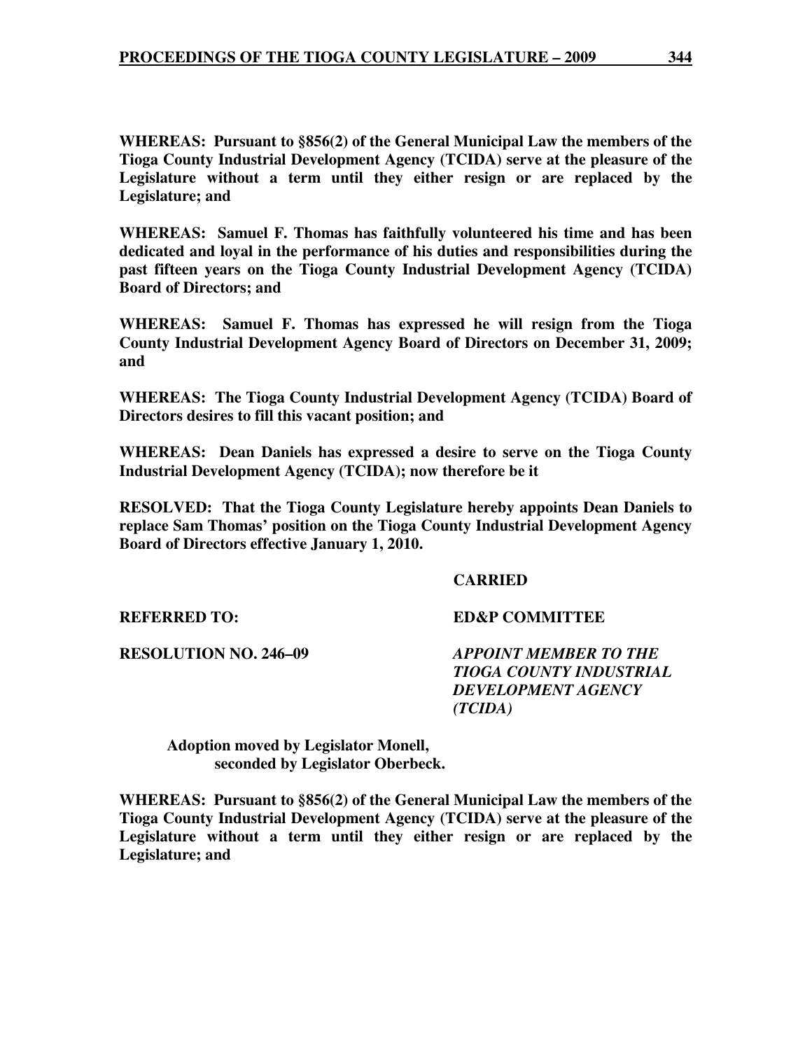**WHEREAS: Pursuant to §856(2) of the General Municipal Law the members of the Tioga County Industrial Development Agency (TCIDA) serve at the pleasure of the Legislature without a term until they either resign or are replaced by the Legislature; and**

**WHEREAS: Samuel F. Thomas has faithfully volunteered his time and has been dedicated and loyal in the performance of his duties and responsibilities during the past fifteen years on the Tioga County Industrial Development Agency (TCIDA) Board of Directors; and**

**WHEREAS: Samuel F. Thomas has expressed he will resign from the Tioga County Industrial Development Agency Board of Directors on December 31, 2009; and**

**WHEREAS: The Tioga County Industrial Development Agency (TCIDA) Board of Directors desires to fill this vacant position; and**

**WHEREAS: Dean Daniels has expressed a desire to serve on the Tioga County Industrial Development Agency (TCIDA); now therefore be it**

**RESOLVED: That the Tioga County Legislature hereby appoints Dean Daniels to replace Sam Thomas' position on the Tioga County Industrial Development Agency Board of Directors effective January 1, 2010.**

**CARRIED**

**REFERRED TO: ED&P COMMITTEE**

**RESOLUTION NO. 246–09** ***APPOINT MEMBER TO THE TIOGA COUNTY INDUSTRIAL DEVELOPMENT AGENCY (TCIDA)***

**Adoption moved by Legislator Monell, seconded by Legislator Oberbeck.**

**WHEREAS: Pursuant to §856(2) of the General Municipal Law the members of the Tioga County Industrial Development Agency (TCIDA) serve at the pleasure of the Legislature without a term until they either resign or are replaced by the Legislature; and**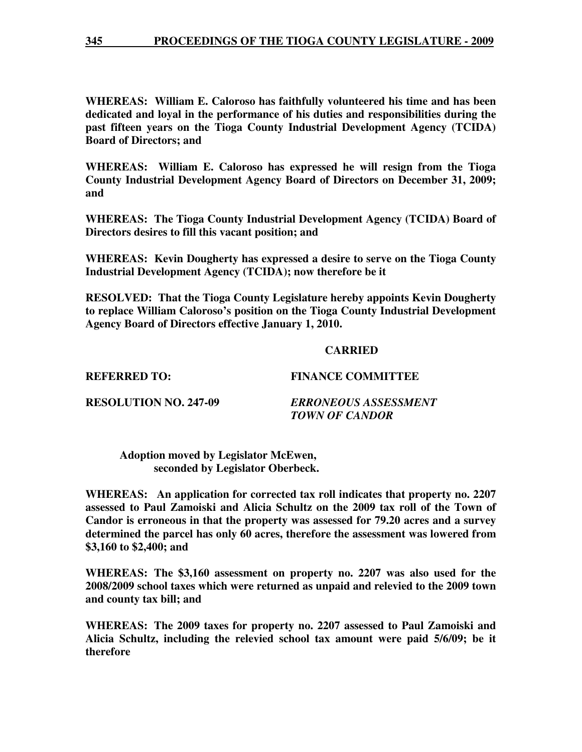**WHEREAS: William E. Caloroso has faithfully volunteered his time and has been dedicated and loyal in the performance of his duties and responsibilities during the past fifteen years on the Tioga County Industrial Development Agency (TCIDA) Board of Directors; and**

**WHEREAS: William E. Caloroso has expressed he will resign from the Tioga County Industrial Development Agency Board of Directors on December 31, 2009; and**

**WHEREAS: The Tioga County Industrial Development Agency (TCIDA) Board of Directors desires to fill this vacant position; and**

**WHEREAS: Kevin Dougherty has expressed a desire to serve on the Tioga County Industrial Development Agency (TCIDA); now therefore be it**

**RESOLVED: That the Tioga County Legislature hereby appoints Kevin Dougherty to replace William Caloroso's position on the Tioga County Industrial Development Agency Board of Directors effective January 1, 2010.**

**CARRIED**

**REFERRED TO: FINANCE COMMITTEE**

**RESOLUTION NO. 247-09** ***ERRONEOUS ASSESSMENT TOWN OF CANDOR***

**Adoption moved by Legislator McEwen, seconded by Legislator Oberbeck.**

**WHEREAS: An application for corrected tax roll indicates that property no. 2207 assessed to Paul Zamoiski and Alicia Schultz on the 2009 tax roll of the Town of Candor is erroneous in that the property was assessed for 79.20 acres and a survey determined the parcel has only 60 acres, therefore the assessment was lowered from $3,160 to $2,400; and**

**WHEREAS: The $3,160 assessment on property no. 2207 was also used for the 2008/2009 school taxes which were returned as unpaid and relevied to the 2009 town and county tax bill; and**

**WHEREAS: The 2009 taxes for property no. 2207 assessed to Paul Zamoiski and Alicia Schultz, including the relevied school tax amount were paid 5/6/09; be it therefore**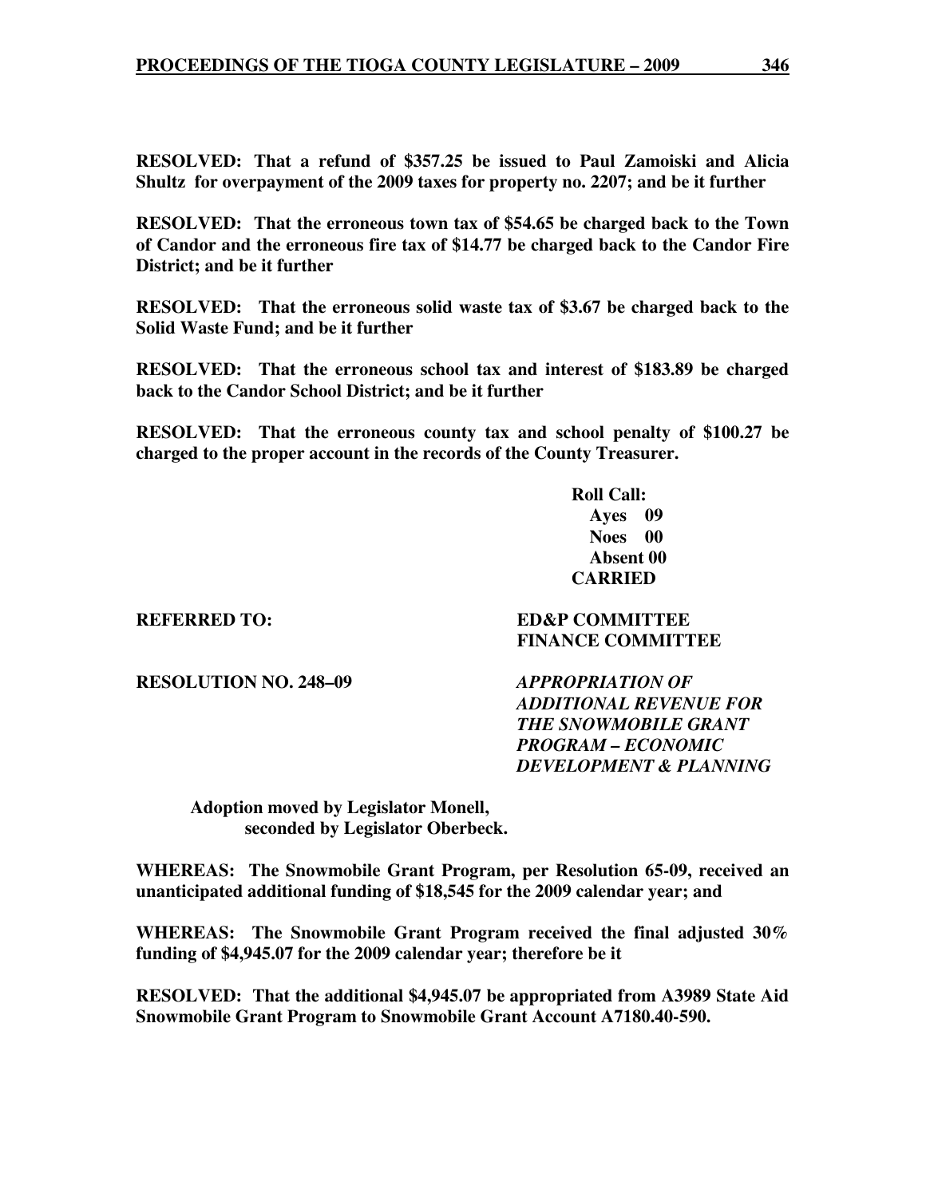**RESOLVED: That a refund of $357.25 be issued to Paul Zamoiski and Alicia Shultz for overpayment of the 2009 taxes for property no. 2207; and be it further**

**RESOLVED: That the erroneous town tax of $54.65 be charged back to the Town of Candor and the erroneous fire tax of $14.77 be charged back to the Candor Fire District; and be it further**

**RESOLVED: That the erroneous solid waste tax of $3.67 be charged back to the Solid Waste Fund; and be it further**

**RESOLVED: That the erroneous school tax and interest of $183.89 be charged back to the Candor School District; and be it further**

**RESOLVED: That the erroneous county tax and school penalty of $100.27 be charged to the proper account in the records of the County Treasurer.**

**Roll Call:**
**Ayes 09**
**Noes 00**
**Absent 00**
**CARRIED**

**REFERRED TO:** **ED&P COMMITTEE**
**FINANCE COMMITTEE**

**RESOLUTION NO. 248–09** ***APPROPRIATION OF ADDITIONAL REVENUE FOR THE SNOWMOBILE GRANT PROGRAM – ECONOMIC DEVELOPMENT & PLANNING***

**Adoption moved by Legislator Monell, seconded by Legislator Oberbeck.**

**WHEREAS: The Snowmobile Grant Program, per Resolution 65-09, received an unanticipated additional funding of $18,545 for the 2009 calendar year; and**

**WHEREAS: The Snowmobile Grant Program received the final adjusted 30% funding of $4,945.07 for the 2009 calendar year; therefore be it**

**RESOLVED: That the additional $4,945.07 be appropriated from A3989 State Aid Snowmobile Grant Program to Snowmobile Grant Account A7180.40-590.**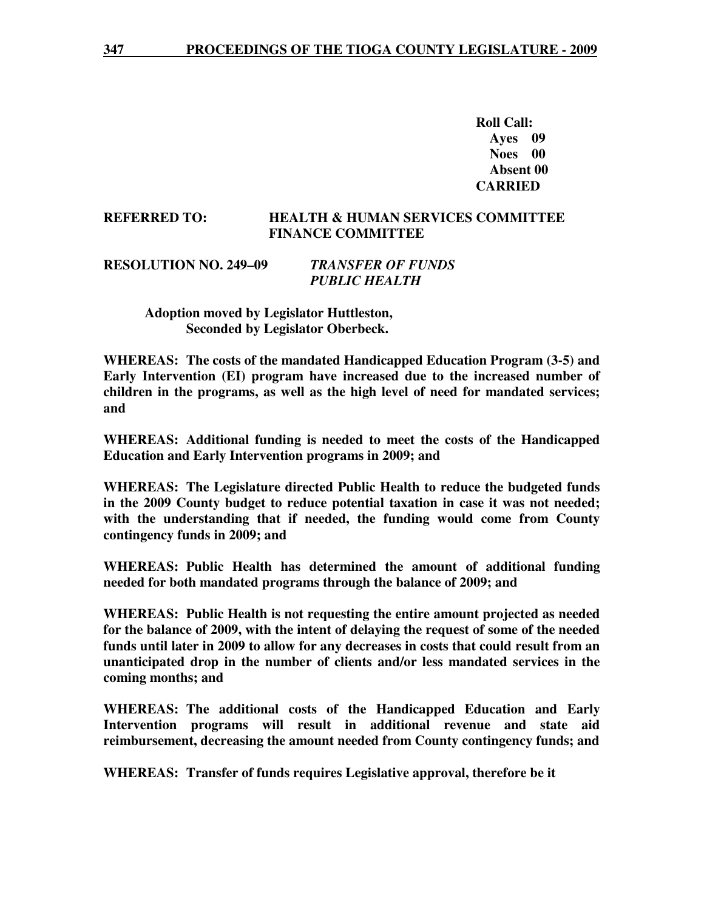**Roll Call:**
**Ayes 09**
**Noes 00**
**Absent 00**
**CARRIED**

**REFERRED TO: HEALTH & HUMAN SERVICES COMMITTEE**
**FINANCE COMMITTEE**

**RESOLUTION NO. 249–09** ***TRANSFER OF FUNDS***
***PUBLIC HEALTH***

**Adoption moved by Legislator Huttleston,**
**Seconded by Legislator Oberbeck.**

**WHEREAS: The costs of the mandated Handicapped Education Program (3-5) and Early Intervention (EI) program have increased due to the increased number of children in the programs, as well as the high level of need for mandated services; and**

**WHEREAS: Additional funding is needed to meet the costs of the Handicapped Education and Early Intervention programs in 2009; and**

**WHEREAS: The Legislature directed Public Health to reduce the budgeted funds in the 2009 County budget to reduce potential taxation in case it was not needed; with the understanding that if needed, the funding would come from County contingency funds in 2009; and**

**WHEREAS: Public Health has determined the amount of additional funding needed for both mandated programs through the balance of 2009; and**

**WHEREAS: Public Health is not requesting the entire amount projected as needed for the balance of 2009, with the intent of delaying the request of some of the needed funds until later in 2009 to allow for any decreases in costs that could result from an unanticipated drop in the number of clients and/or less mandated services in the coming months; and**

**WHEREAS: The additional costs of the Handicapped Education and Early Intervention programs will result in additional revenue and state aid reimbursement, decreasing the amount needed from County contingency funds; and**

**WHEREAS: Transfer of funds requires Legislative approval, therefore be it**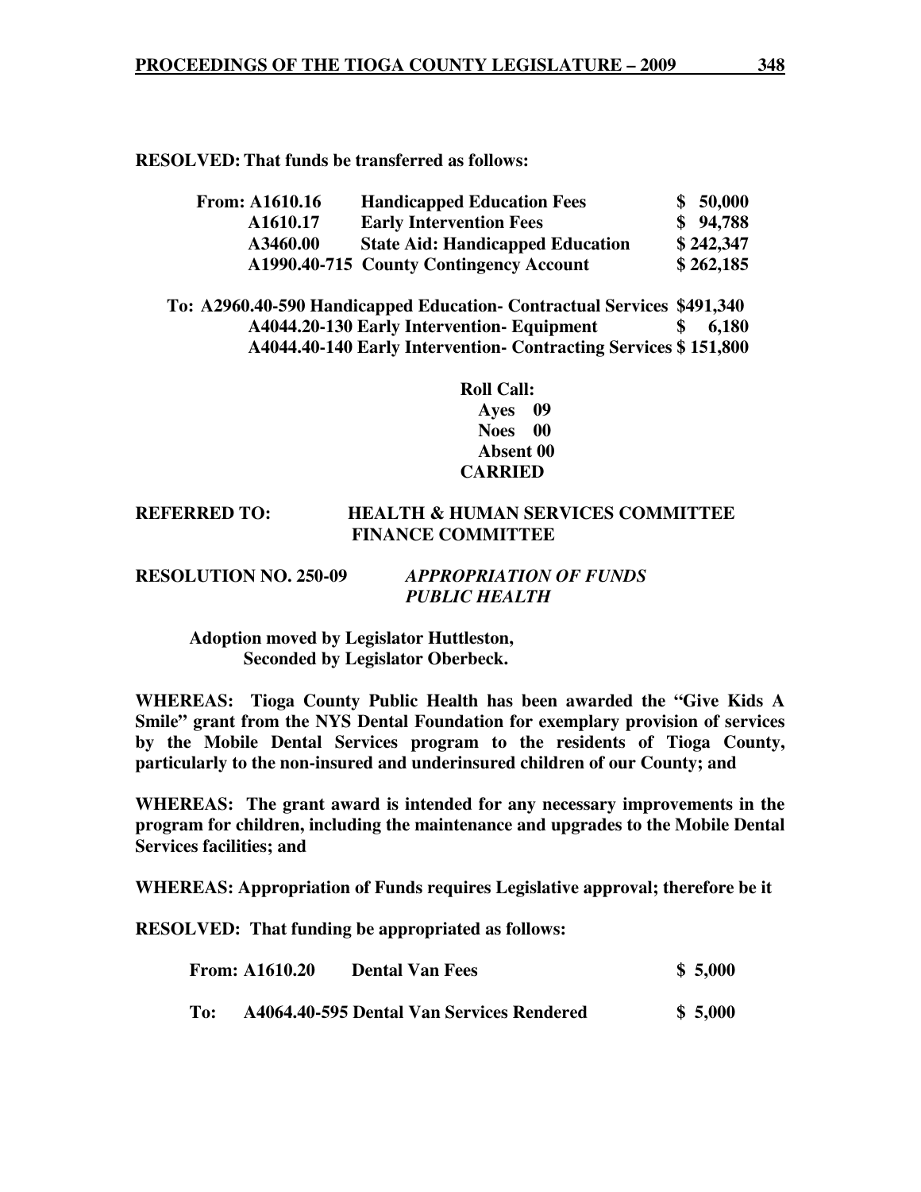**RESOLVED: That funds be transferred as follows:**

| | | | |
|---|---|---|---|
| **From:** | **A1610.16** | **Handicapped Education Fees** | **$ 50,000** |
| | **A1610.17** | **Early Intervention Fees** | **$ 94,788** |
| | **A3460.00** | **State Aid: Handicapped Education** | **$ 242,347** |
| | **A1990.40-715** | **County Contingency Account** | **$ 262,185** |

| | | | |
|---|---|---|---|
| **To:** | **A2960.40-590** | **Handicapped Education- Contractual Services** | **$491,340** |
| | **A4044.20-130** | **Early Intervention- Equipment** | **$ 6,180** |
| | **A4044.40-140** | **Early Intervention- Contracting Services** | **$ 151,800** |

**Roll Call:**
**Ayes 09**
**Noes 00**
**Absent 00**
**CARRIED**

**REFERRED TO: HEALTH & HUMAN SERVICES COMMITTEE**
**FINANCE COMMITTEE**

**RESOLUTION NO. 250-09** ***APPROPRIATION OF FUNDS PUBLIC HEALTH***

**Adoption moved by Legislator Huttleston,**
**Seconded by Legislator Oberbeck.**

**WHEREAS: Tioga County Public Health has been awarded the "Give Kids A Smile" grant from the NYS Dental Foundation for exemplary provision of services by the Mobile Dental Services program to the residents of Tioga County, particularly to the non-insured and underinsured children of our County; and**

**WHEREAS: The grant award is intended for any necessary improvements in the program for children, including the maintenance and upgrades to the Mobile Dental Services facilities; and**

**WHEREAS: Appropriation of Funds requires Legislative approval; therefore be it**

**RESOLVED: That funding be appropriated as follows:**

| | | | |
|---|---|---|---|
| **From:** | **A1610.20** | **Dental Van Fees** | **$ 5,000** |
| **To:** | **A4064.40-595** | **Dental Van Services Rendered** | **$ 5,000** |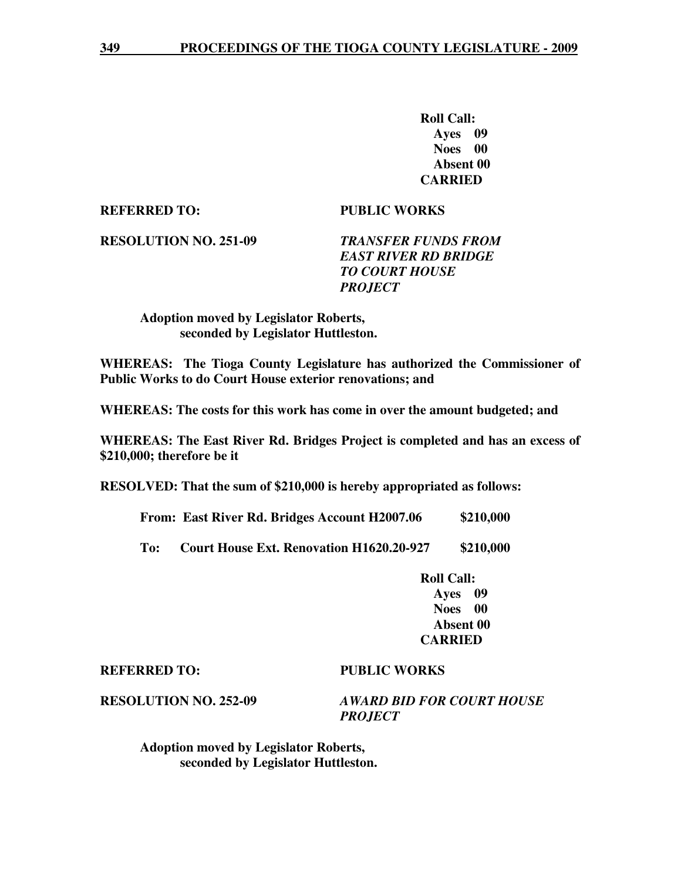**Roll Call:**
**Ayes 09**
**Noes 00**
**Absent 00**
**CARRIED**

**REFERRED TO:** **PUBLIC WORKS**

**RESOLUTION NO. 251-09** ***TRANSFER FUNDS FROM EAST RIVER RD BRIDGE TO COURT HOUSE PROJECT***

**Adoption moved by Legislator Roberts, seconded by Legislator Huttleston.**

**WHEREAS: The Tioga County Legislature has authorized the Commissioner of Public Works to do Court House exterior renovations; and**

**WHEREAS: The costs for this work has come in over the amount budgeted; and**

**WHEREAS: The East River Rd. Bridges Project is completed and has an excess of $210,000; therefore be it**

**RESOLVED: That the sum of $210,000 is hereby appropriated as follows:**

**From: East River Rd. Bridges Account H2007.06 $210,000**

**To: Court House Ext. Renovation H1620.20-927 $210,000**

**Roll Call:**
**Ayes 09**
**Noes 00**
**Absent 00**
**CARRIED**

**REFERRED TO:** **PUBLIC WORKS**

**RESOLUTION NO. 252-09** ***AWARD BID FOR COURT HOUSE PROJECT***

**Adoption moved by Legislator Roberts, seconded by Legislator Huttleston.**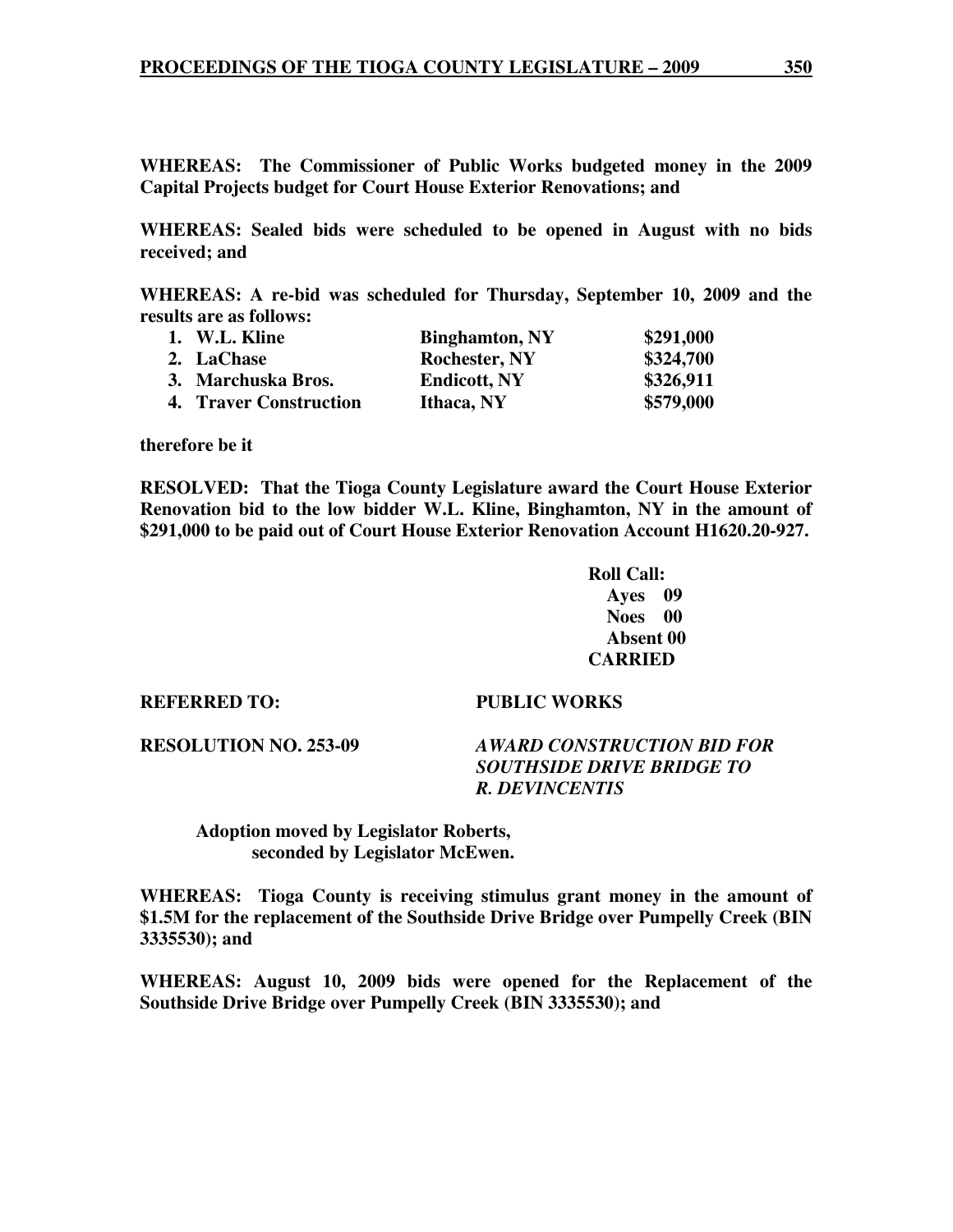**WHEREAS: The Commissioner of Public Works budgeted money in the 2009 Capital Projects budget for Court House Exterior Renovations; and**

**WHEREAS: Sealed bids were scheduled to be opened in August with no bids received; and**

**WHEREAS: A re-bid was scheduled for Thursday, September 10, 2009 and the results are as follows:**

| | | |
|---|---|---|
| **1. W.L. Kline** | **Binghamton, NY** | **$291,000** |
| **2. LaChase** | **Rochester, NY** | **$324,700** |
| **3. Marchuska Bros.** | **Endicott, NY** | **$326,911** |
| **4. Traver Construction** | **Ithaca, NY** | **$579,000** |

**therefore be it**

**RESOLVED: That the Tioga County Legislature award the Court House Exterior Renovation bid to the low bidder W.L. Kline, Binghamton, NY in the amount of $291,000 to be paid out of Court House Exterior Renovation Account H1620.20-927.**

**Roll Call:**
**Ayes 09**
**Noes 00**
**Absent 00**
**CARRIED**

**REFERRED TO: PUBLIC WORKS**

**RESOLUTION NO. 253-09** ***AWARD CONSTRUCTION BID FOR SOUTHSIDE DRIVE BRIDGE TO R. DEVINCENTIS***

**Adoption moved by Legislator Roberts, seconded by Legislator McEwen.**

**WHEREAS: Tioga County is receiving stimulus grant money in the amount of $1.5M for the replacement of the Southside Drive Bridge over Pumpelly Creek (BIN 3335530); and**

**WHEREAS: August 10, 2009 bids were opened for the Replacement of the Southside Drive Bridge over Pumpelly Creek (BIN 3335530); and**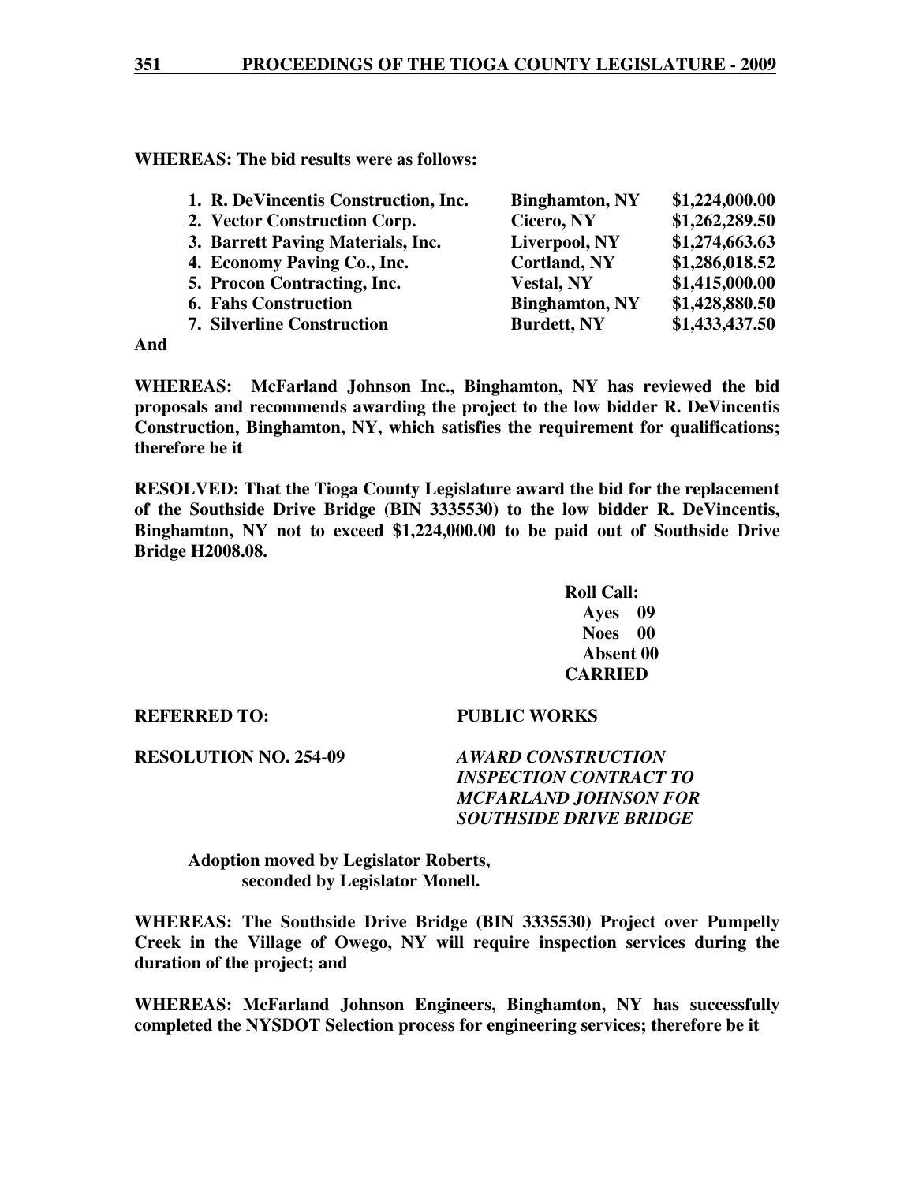**WHEREAS: The bid results were as follows:**

| | | |
|---|---|---|
| **1. R. DeVincentis Construction, Inc.** | **Binghamton, NY** | **\$1,224,000.00** |
| **2. Vector Construction Corp.** | **Cicero, NY** | **\$1,262,289.50** |
| **3. Barrett Paving Materials, Inc.** | **Liverpool, NY** | **\$1,274,663.63** |
| **4. Economy Paving Co., Inc.** | **Cortland, NY** | **\$1,286,018.52** |
| **5. Procon Contracting, Inc.** | **Vestal, NY** | **\$1,415,000.00** |
| **6. Fahs Construction** | **Binghamton, NY** | **\$1,428,880.50** |
| **7. Silverline Construction** | **Burdett, NY** | **\$1,433,437.50** |

**And**

**WHEREAS: McFarland Johnson Inc., Binghamton, NY has reviewed the bid proposals and recommends awarding the project to the low bidder R. DeVincentis Construction, Binghamton, NY, which satisfies the requirement for qualifications; therefore be it**

**RESOLVED: That the Tioga County Legislature award the bid for the replacement of the Southside Drive Bridge (BIN 3335530) to the low bidder R. DeVincentis, Binghamton, NY not to exceed \$1,224,000.00 to be paid out of Southside Drive Bridge H2008.08.**

**Roll Call:**
**Ayes 09**
**Noes 00**
**Absent 00**
**CARRIED**

**REFERRED TO:** **PUBLIC WORKS**

**RESOLUTION NO. 254-09** ***AWARD CONSTRUCTION INSPECTION CONTRACT TO MCFARLAND JOHNSON FOR SOUTHSIDE DRIVE BRIDGE***

**Adoption moved by Legislator Roberts, seconded by Legislator Monell.**

**WHEREAS: The Southside Drive Bridge (BIN 3335530) Project over Pumpelly Creek in the Village of Owego, NY will require inspection services during the duration of the project; and**

**WHEREAS: McFarland Johnson Engineers, Binghamton, NY has successfully completed the NYSDOT Selection process for engineering services; therefore be it**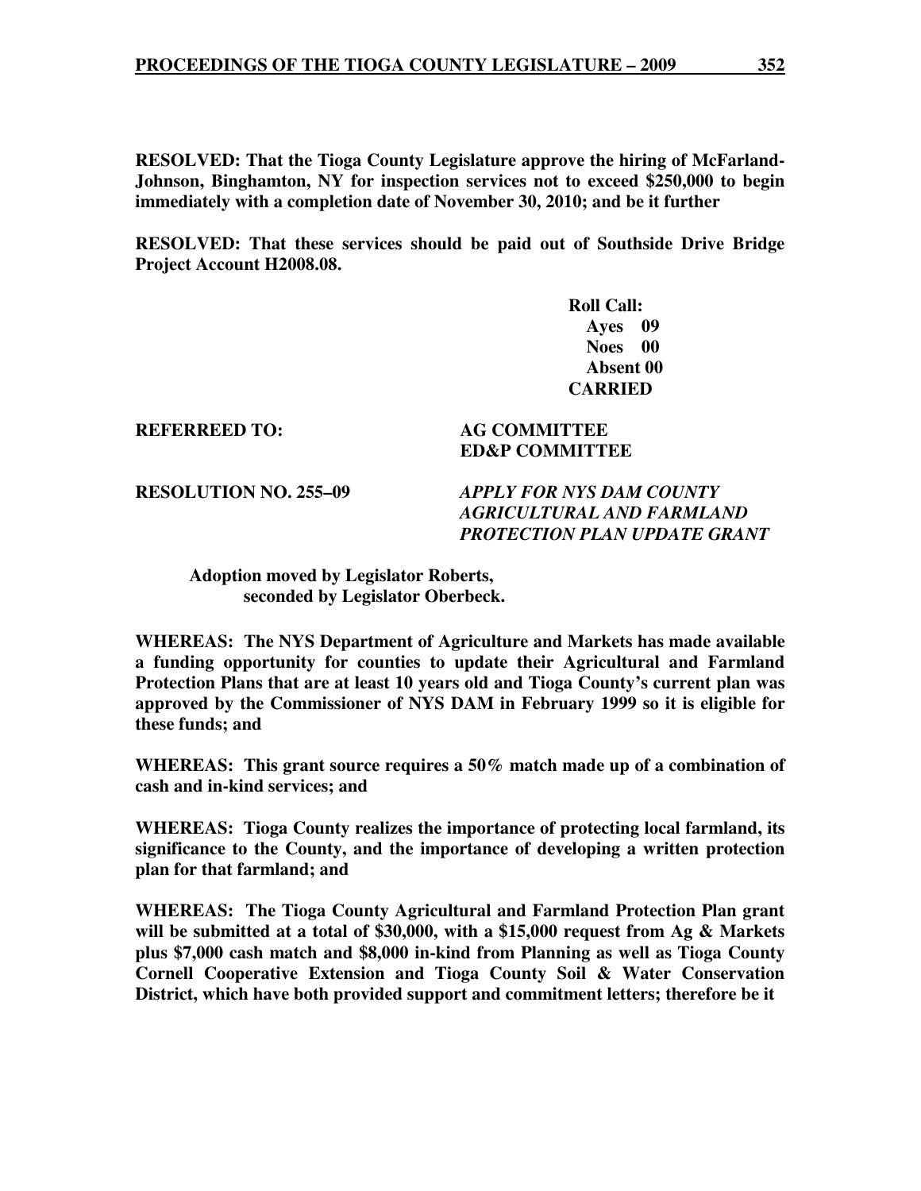**RESOLVED: That the Tioga County Legislature approve the hiring of McFarland-Johnson, Binghamton, NY for inspection services not to exceed $250,000 to begin immediately with a completion date of November 30, 2010; and be it further**

**RESOLVED: That these services should be paid out of Southside Drive Bridge Project Account H2008.08.**

**Roll Call:**
**Ayes 09**
**Noes 00**
**Absent 00**
**CARRIED**

**REFERREED TO:** **AG COMMITTEE**
**ED&P COMMITTEE**

**RESOLUTION NO. 255–09** ***APPLY FOR NYS DAM COUNTY AGRICULTURAL AND FARMLAND PROTECTION PLAN UPDATE GRANT***

**Adoption moved by Legislator Roberts, seconded by Legislator Oberbeck.**

**WHEREAS: The NYS Department of Agriculture and Markets has made available a funding opportunity for counties to update their Agricultural and Farmland Protection Plans that are at least 10 years old and Tioga County's current plan was approved by the Commissioner of NYS DAM in February 1999 so it is eligible for these funds; and**

**WHEREAS: This grant source requires a 50% match made up of a combination of cash and in-kind services; and**

**WHEREAS: Tioga County realizes the importance of protecting local farmland, its significance to the County, and the importance of developing a written protection plan for that farmland; and**

**WHEREAS: The Tioga County Agricultural and Farmland Protection Plan grant will be submitted at a total of $30,000, with a $15,000 request from Ag & Markets plus $7,000 cash match and $8,000 in-kind from Planning as well as Tioga County Cornell Cooperative Extension and Tioga County Soil & Water Conservation District, which have both provided support and commitment letters; therefore be it**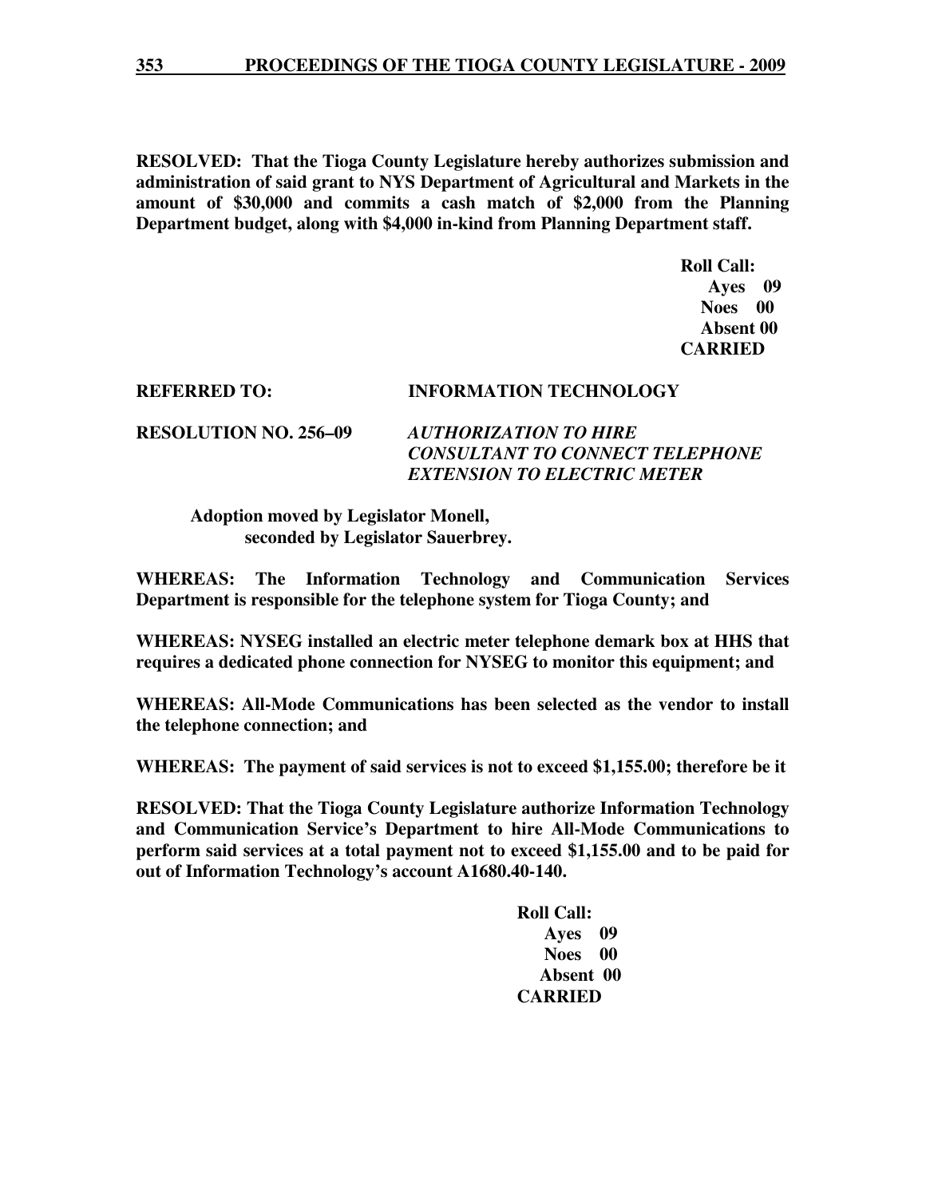**RESOLVED: That the Tioga County Legislature hereby authorizes submission and administration of said grant to NYS Department of Agricultural and Markets in the amount of $30,000 and commits a cash match of $2,000 from the Planning Department budget, along with $4,000 in-kind from Planning Department staff.**

**Roll Call:**
**Ayes 09**
**Noes 00**
**Absent 00**
**CARRIED**

**REFERRED TO: INFORMATION TECHNOLOGY**

**RESOLUTION NO. 256–09** ***AUTHORIZATION TO HIRE CONSULTANT TO CONNECT TELEPHONE EXTENSION TO ELECTRIC METER***

**Adoption moved by Legislator Monell, seconded by Legislator Sauerbrey.**

**WHEREAS: The Information Technology and Communication Services Department is responsible for the telephone system for Tioga County; and**

**WHEREAS: NYSEG installed an electric meter telephone demark box at HHS that requires a dedicated phone connection for NYSEG to monitor this equipment; and**

**WHEREAS: All-Mode Communications has been selected as the vendor to install the telephone connection; and**

**WHEREAS: The payment of said services is not to exceed $1,155.00; therefore be it**

**RESOLVED: That the Tioga County Legislature authorize Information Technology and Communication Service's Department to hire All-Mode Communications to perform said services at a total payment not to exceed $1,155.00 and to be paid for out of Information Technology's account A1680.40-140.**

**Roll Call:**
**Ayes 09**
**Noes 00**
**Absent 00**
**CARRIED**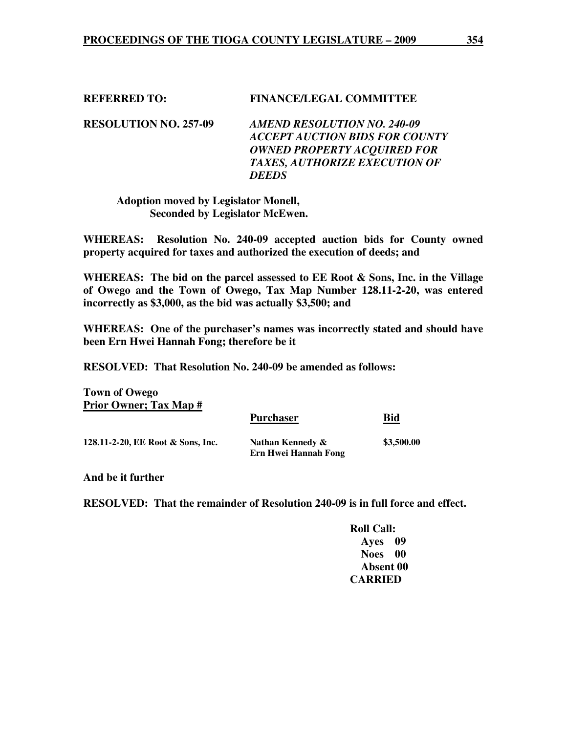**REFERRED TO:** **FINANCE/LEGAL COMMITTEE**

**RESOLUTION NO. 257-09** ***AMEND RESOLUTION NO. 240-09 ACCEPT AUCTION BIDS FOR COUNTY OWNED PROPERTY ACQUIRED FOR TAXES, AUTHORIZE EXECUTION OF DEEDS***

**Adoption moved by Legislator Monell,**
**Seconded by Legislator McEwen.**

**WHEREAS: Resolution No. 240-09 accepted auction bids for County owned property acquired for taxes and authorized the execution of deeds; and**

**WHEREAS: The bid on the parcel assessed to EE Root & Sons, Inc. in the Village of Owego and the Town of Owego, Tax Map Number 128.11-2-20, was entered incorrectly as $3,000, as the bid was actually $3,500; and**

**WHEREAS: One of the purchaser's names was incorrectly stated and should have been Ern Hwei Hannah Fong; therefore be it**

**RESOLVED: That Resolution No. 240-09 be amended as follows:**

**Town of Owego**

| **Prior Owner; Tax Map #** | **Purchaser** | **Bid** |
|---|---|---|
| **128.11-2-20, EE Root & Sons, Inc.** | **Nathan Kennedy & Ern Hwei Hannah Fong** | **$3,500.00** |

**And be it further**

**RESOLVED: That the remainder of Resolution 240-09 is in full force and effect.**

**Roll Call:**
**Ayes 09**
**Noes 00**
**Absent 00**
**CARRIED**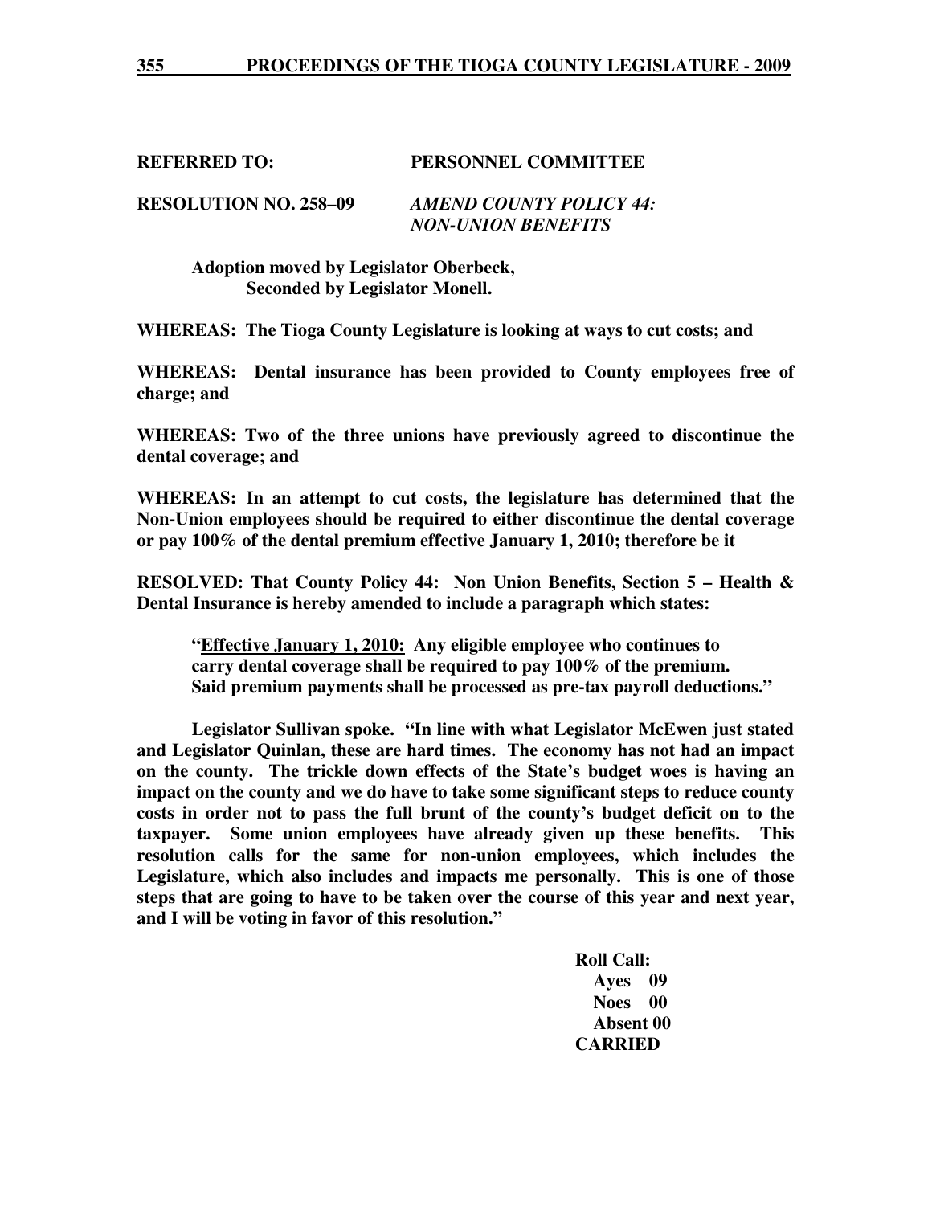**REFERRED TO: PERSONNEL COMMITTEE**

**RESOLUTION NO. 258–09** ***AMEND COUNTY POLICY 44: NON-UNION BENEFITS***

**Adoption moved by Legislator Oberbeck,**
**Seconded by Legislator Monell.**

**WHEREAS: The Tioga County Legislature is looking at ways to cut costs; and**

**WHEREAS: Dental insurance has been provided to County employees free of charge; and**

**WHEREAS: Two of the three unions have previously agreed to discontinue the dental coverage; and**

**WHEREAS: In an attempt to cut costs, the legislature has determined that the Non-Union employees should be required to either discontinue the dental coverage or pay 100% of the dental premium effective January 1, 2010; therefore be it**

**RESOLVED: That County Policy 44: Non Union Benefits, Section 5 – Health & Dental Insurance is hereby amended to include a paragraph which states:**

> **"Effective January 1, 2010: Any eligible employee who continues to carry dental coverage shall be required to pay 100% of the premium. Said premium payments shall be processed as pre-tax payroll deductions."**

**Legislator Sullivan spoke. "In line with what Legislator McEwen just stated and Legislator Quinlan, these are hard times. The economy has not had an impact on the county. The trickle down effects of the State's budget woes is having an impact on the county and we do have to take some significant steps to reduce county costs in order not to pass the full brunt of the county's budget deficit on to the taxpayer. Some union employees have already given up these benefits. This resolution calls for the same for non-union employees, which includes the Legislature, which also includes and impacts me personally. This is one of those steps that are going to have to be taken over the course of this year and next year, and I will be voting in favor of this resolution."**

**Roll Call:**
**Ayes 09**
**Noes 00**
**Absent 00**
**CARRIED**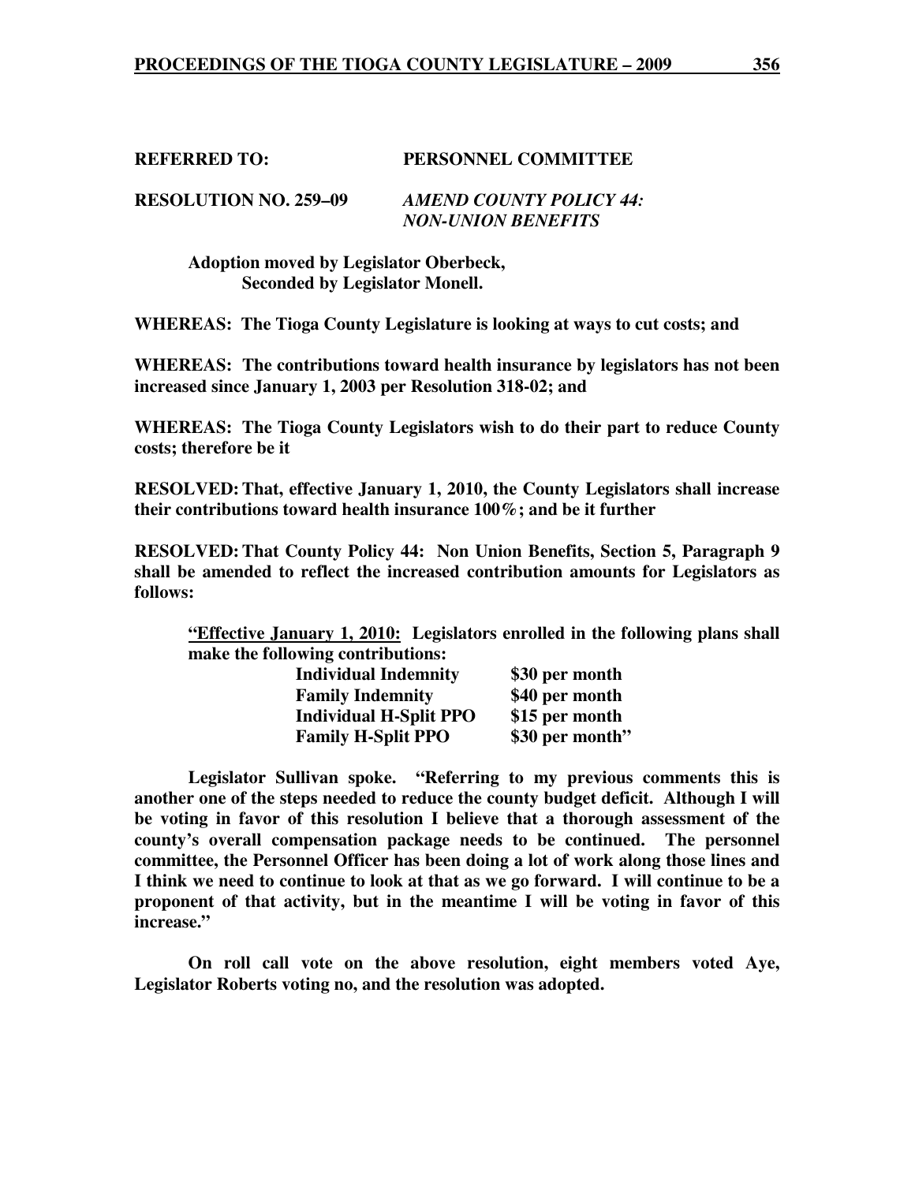**REFERRED TO: PERSONNEL COMMITTEE**

**RESOLUTION NO. 259–09** ***AMEND COUNTY POLICY 44: NON-UNION BENEFITS***

**Adoption moved by Legislator Oberbeck,**
**Seconded by Legislator Monell.**

**WHEREAS: The Tioga County Legislature is looking at ways to cut costs; and**

**WHEREAS: The contributions toward health insurance by legislators has not been increased since January 1, 2003 per Resolution 318-02; and**

**WHEREAS: The Tioga County Legislators wish to do their part to reduce County costs; therefore be it**

**RESOLVED: That, effective January 1, 2010, the County Legislators shall increase their contributions toward health insurance 100%; and be it further**

**RESOLVED: That County Policy 44: Non Union Benefits, Section 5, Paragraph 9 shall be amended to reflect the increased contribution amounts for Legislators as follows:**

**"<u>Effective January 1, 2010:</u> Legislators enrolled in the following plans shall make the following contributions:**

| | |
|---|---|
| **Individual Indemnity** | **$30 per month** |
| **Family Indemnity** | **$40 per month** |
| **Individual H-Split PPO** | **$15 per month** |
| **Family H-Split PPO** | **$30 per month"** |

**Legislator Sullivan spoke. "Referring to my previous comments this is another one of the steps needed to reduce the county budget deficit. Although I will be voting in favor of this resolution I believe that a thorough assessment of the county's overall compensation package needs to be continued. The personnel committee, the Personnel Officer has been doing a lot of work along those lines and I think we need to continue to look at that as we go forward. I will continue to be a proponent of that activity, but in the meantime I will be voting in favor of this increase."**

**On roll call vote on the above resolution, eight members voted Aye, Legislator Roberts voting no, and the resolution was adopted.**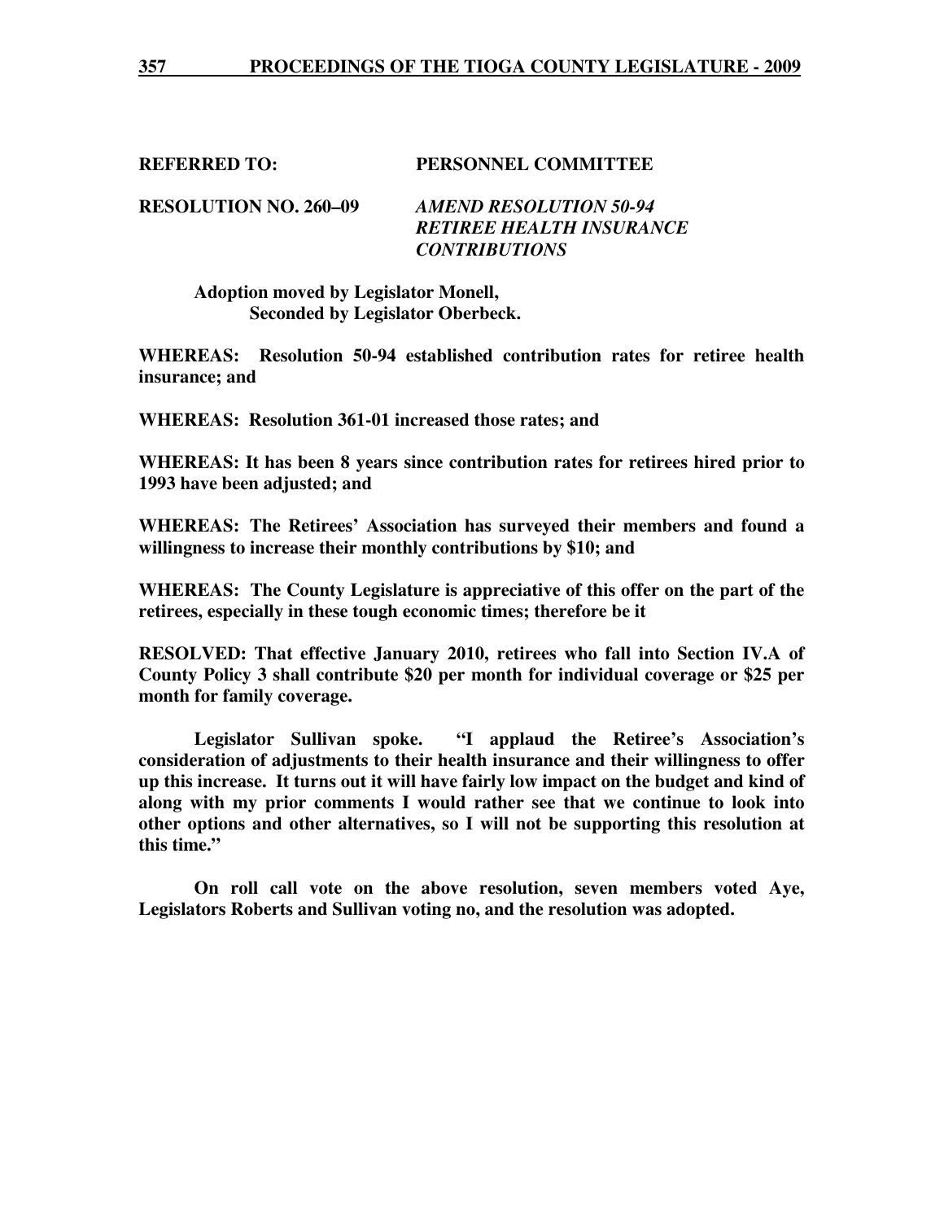**REFERRED TO: PERSONNEL COMMITTEE**

**RESOLUTION NO. 260–09** ***AMEND RESOLUTION 50-94 RETIREE HEALTH INSURANCE CONTRIBUTIONS***

**Adoption moved by Legislator Monell,**
**Seconded by Legislator Oberbeck.**

**WHEREAS: Resolution 50-94 established contribution rates for retiree health insurance; and**

**WHEREAS: Resolution 361-01 increased those rates; and**

**WHEREAS: It has been 8 years since contribution rates for retirees hired prior to 1993 have been adjusted; and**

**WHEREAS: The Retirees' Association has surveyed their members and found a willingness to increase their monthly contributions by $10; and**

**WHEREAS: The County Legislature is appreciative of this offer on the part of the retirees, especially in these tough economic times; therefore be it**

**RESOLVED: That effective January 2010, retirees who fall into Section IV.A of County Policy 3 shall contribute $20 per month for individual coverage or $25 per month for family coverage.**

**Legislator Sullivan spoke. "I applaud the Retiree's Association's consideration of adjustments to their health insurance and their willingness to offer up this increase. It turns out it will have fairly low impact on the budget and kind of along with my prior comments I would rather see that we continue to look into other options and other alternatives, so I will not be supporting this resolution at this time."**

**On roll call vote on the above resolution, seven members voted Aye, Legislators Roberts and Sullivan voting no, and the resolution was adopted.**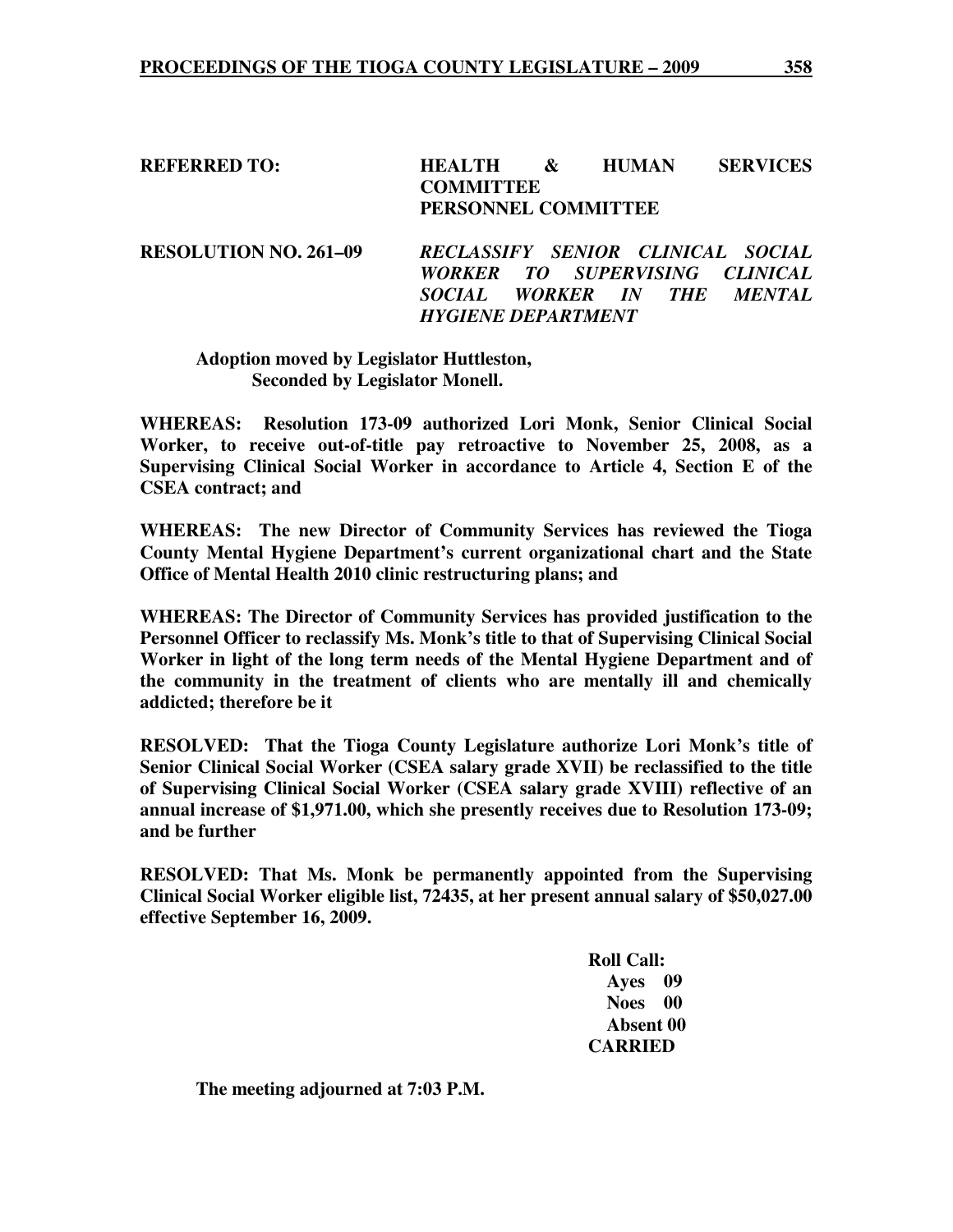**REFERRED TO:** **HEALTH & HUMAN SERVICES COMMITTEE**
**PERSONNEL COMMITTEE**

**RESOLUTION NO. 261–09** ***RECLASSIFY SENIOR CLINICAL SOCIAL WORKER TO SUPERVISING CLINICAL SOCIAL WORKER IN THE MENTAL HYGIENE DEPARTMENT***

**Adoption moved by Legislator Huttleston,**
**Seconded by Legislator Monell.**

**WHEREAS: Resolution 173-09 authorized Lori Monk, Senior Clinical Social Worker, to receive out-of-title pay retroactive to November 25, 2008, as a Supervising Clinical Social Worker in accordance to Article 4, Section E of the CSEA contract; and**

**WHEREAS: The new Director of Community Services has reviewed the Tioga County Mental Hygiene Department's current organizational chart and the State Office of Mental Health 2010 clinic restructuring plans; and**

**WHEREAS: The Director of Community Services has provided justification to the Personnel Officer to reclassify Ms. Monk's title to that of Supervising Clinical Social Worker in light of the long term needs of the Mental Hygiene Department and of the community in the treatment of clients who are mentally ill and chemically addicted; therefore be it**

**RESOLVED: That the Tioga County Legislature authorize Lori Monk's title of Senior Clinical Social Worker (CSEA salary grade XVII) be reclassified to the title of Supervising Clinical Social Worker (CSEA salary grade XVIII) reflective of an annual increase of $1,971.00, which she presently receives due to Resolution 173-09; and be further**

**RESOLVED: That Ms. Monk be permanently appointed from the Supervising Clinical Social Worker eligible list, 72435, at her present annual salary of $50,027.00 effective September 16, 2009.**

**Roll Call:**
**Ayes 09**
**Noes 00**
**Absent 00**
**CARRIED**

**The meeting adjourned at 7:03 P.M.**